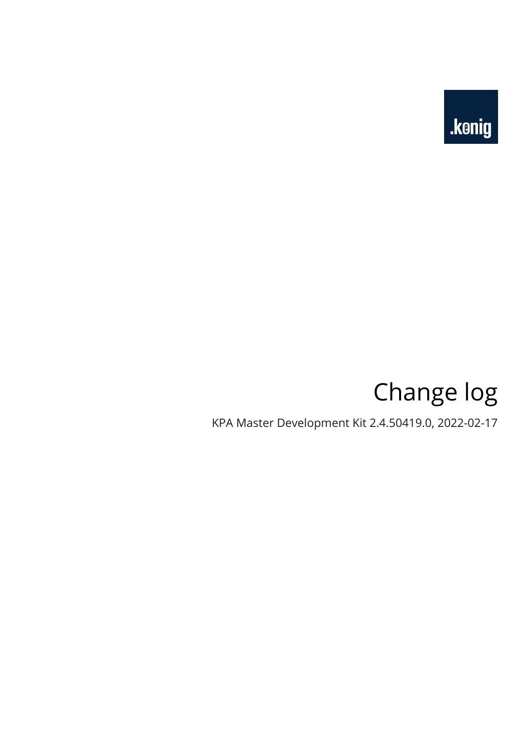.konig

# Change log

KPA Master Development Kit 2.4.50419.0, 2022-02-17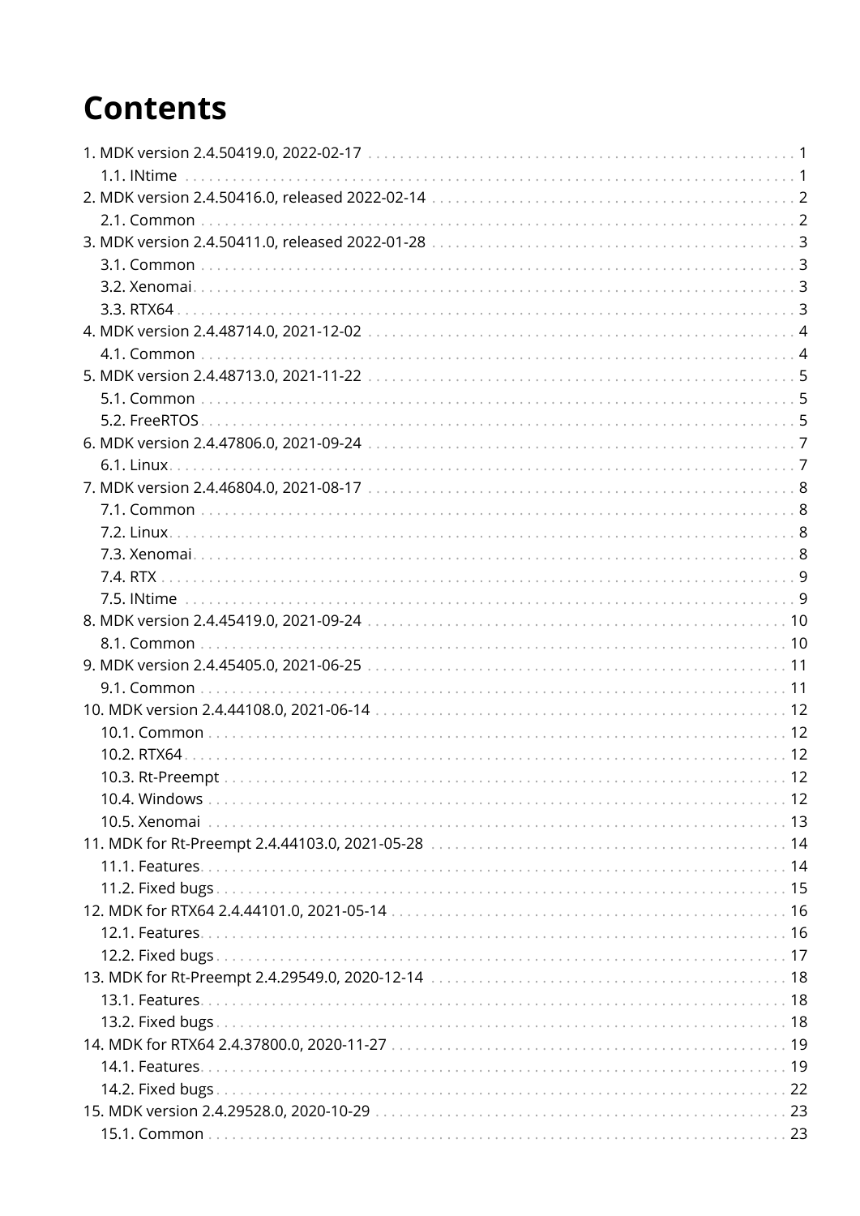# Contents

- 1. MDK version 2.4.50419.0, 2022-02-17 ... 1
  - 1.1. INtime ... 1
- 2. MDK version 2.4.50416.0, released 2022-02-14 ... 2
  - 2.1. Common ... 2
- 3. MDK version 2.4.50411.0, released 2022-01-28 ... 3
  - 3.1. Common ... 3
  - 3.2. Xenomai ... 3
  - 3.3. RTX64 ... 3
- 4. MDK version 2.4.48714.0, 2021-12-02 ... 4
  - 4.1. Common ... 4
- 5. MDK version 2.4.48713.0, 2021-11-22 ... 5
  - 5.1. Common ... 5
  - 5.2. FreeRTOS ... 5
- 6. MDK version 2.4.47806.0, 2021-09-24 ... 7
  - 6.1. Linux ... 7
- 7. MDK version 2.4.46804.0, 2021-08-17 ... 8
  - 7.1. Common ... 8
  - 7.2. Linux ... 8
  - 7.3. Xenomai ... 8
  - 7.4. RTX ... 9
  - 7.5. INtime ... 9
- 8. MDK version 2.4.45419.0, 2021-09-24 ... 10
  - 8.1. Common ... 10
- 9. MDK version 2.4.45405.0, 2021-06-25 ... 11
  - 9.1. Common ... 11
- 10. MDK version 2.4.44108.0, 2021-06-14 ... 12
  - 10.1. Common ... 12
  - 10.2. RTX64 ... 12
  - 10.3. Rt-Preempt ... 12
  - 10.4. Windows ... 12
  - 10.5. Xenomai ... 13
- 11. MDK for Rt-Preempt 2.4.44103.0, 2021-05-28 ... 14
  - 11.1. Features ... 14
  - 11.2. Fixed bugs ... 15
- 12. MDK for RTX64 2.4.44101.0, 2021-05-14 ... 16
  - 12.1. Features ... 16
  - 12.2. Fixed bugs ... 17
- 13. MDK for Rt-Preempt 2.4.29549.0, 2020-12-14 ... 18
  - 13.1. Features ... 18
  - 13.2. Fixed bugs ... 18
- 14. MDK for RTX64 2.4.37800.0, 2020-11-27 ... 19
  - 14.1. Features ... 19
  - 14.2. Fixed bugs ... 22
- 15. MDK version 2.4.29528.0, 2020-10-29 ... 23
  - 15.1. Common ... 23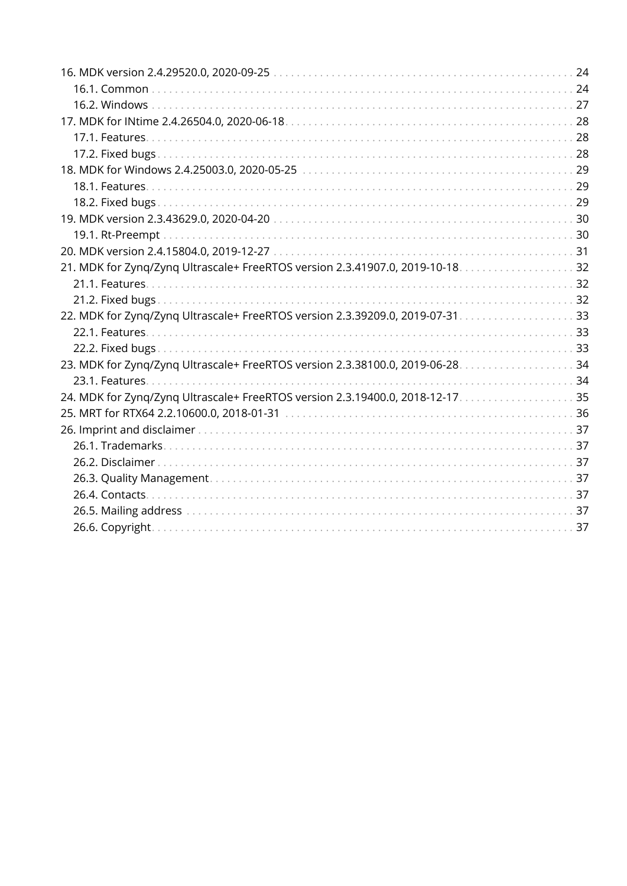- 16. MDK version 2.4.29520.0, 2020-09-25 . . . 24
  - 16.1. Common . . . 24
  - 16.2. Windows . . . 27
- 17. MDK for INtime 2.4.26504.0, 2020-06-18 . . . 28
  - 17.1. Features . . . 28
  - 17.2. Fixed bugs . . . 28
- 18. MDK for Windows 2.4.25003.0, 2020-05-25 . . . 29
  - 18.1. Features . . . 29
  - 18.2. Fixed bugs . . . 29
- 19. MDK version 2.3.43629.0, 2020-04-20 . . . 30
  - 19.1. Rt-Preempt . . . 30
- 20. MDK version 2.4.15804.0, 2019-12-27 . . . 31
- 21. MDK for Zynq/Zynq Ultrascale+ FreeRTOS version 2.3.41907.0, 2019-10-18 . . . 32
  - 21.1. Features . . . 32
  - 21.2. Fixed bugs . . . 32
- 22. MDK for Zynq/Zynq Ultrascale+ FreeRTOS version 2.3.39209.0, 2019-07-31 . . . 33
  - 22.1. Features . . . 33
  - 22.2. Fixed bugs . . . 33
- 23. MDK for Zynq/Zynq Ultrascale+ FreeRTOS version 2.3.38100.0, 2019-06-28 . . . 34
  - 23.1. Features . . . 34
- 24. MDK for Zynq/Zynq Ultrascale+ FreeRTOS version 2.3.19400.0, 2018-12-17 . . . 35
- 25. MRT for RTX64 2.2.10600.0, 2018-01-31 . . . 36
- 26. Imprint and disclaimer . . . 37
  - 26.1. Trademarks . . . 37
  - 26.2. Disclaimer . . . 37
  - 26.3. Quality Management . . . 37
  - 26.4. Contacts . . . 37
  - 26.5. Mailing address . . . 37
  - 26.6. Copyright . . . 37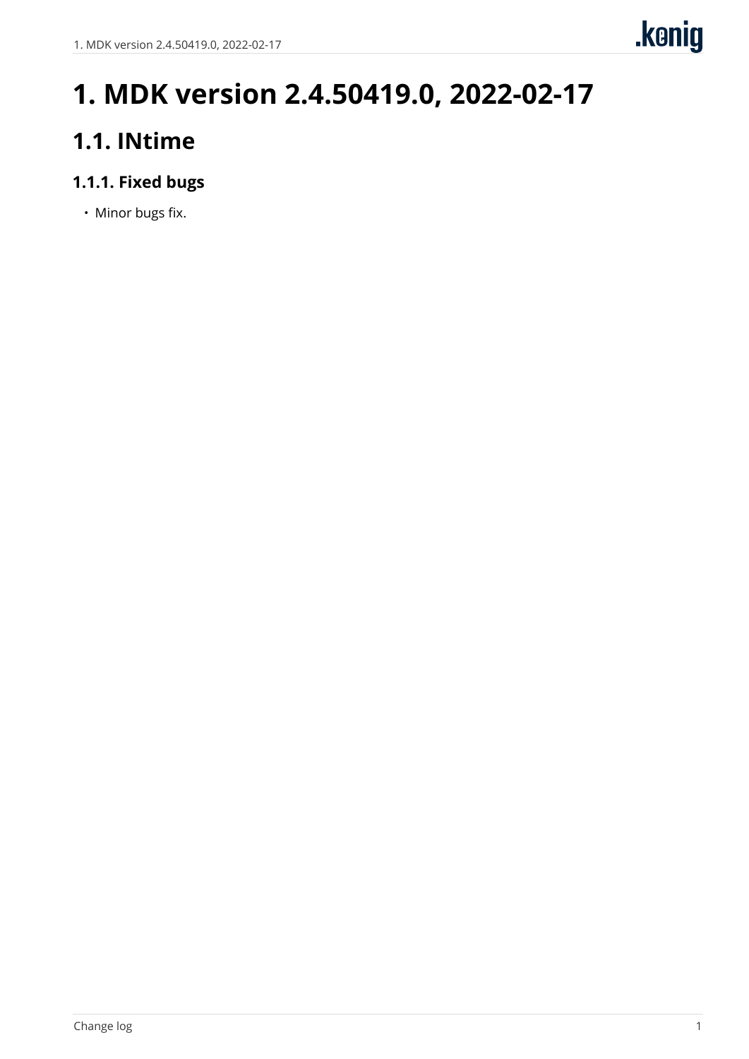# 1. MDK version 2.4.50419.0, 2022-02-17

## 1.1. INtime

### 1.1.1. Fixed bugs

- Minor bugs fix.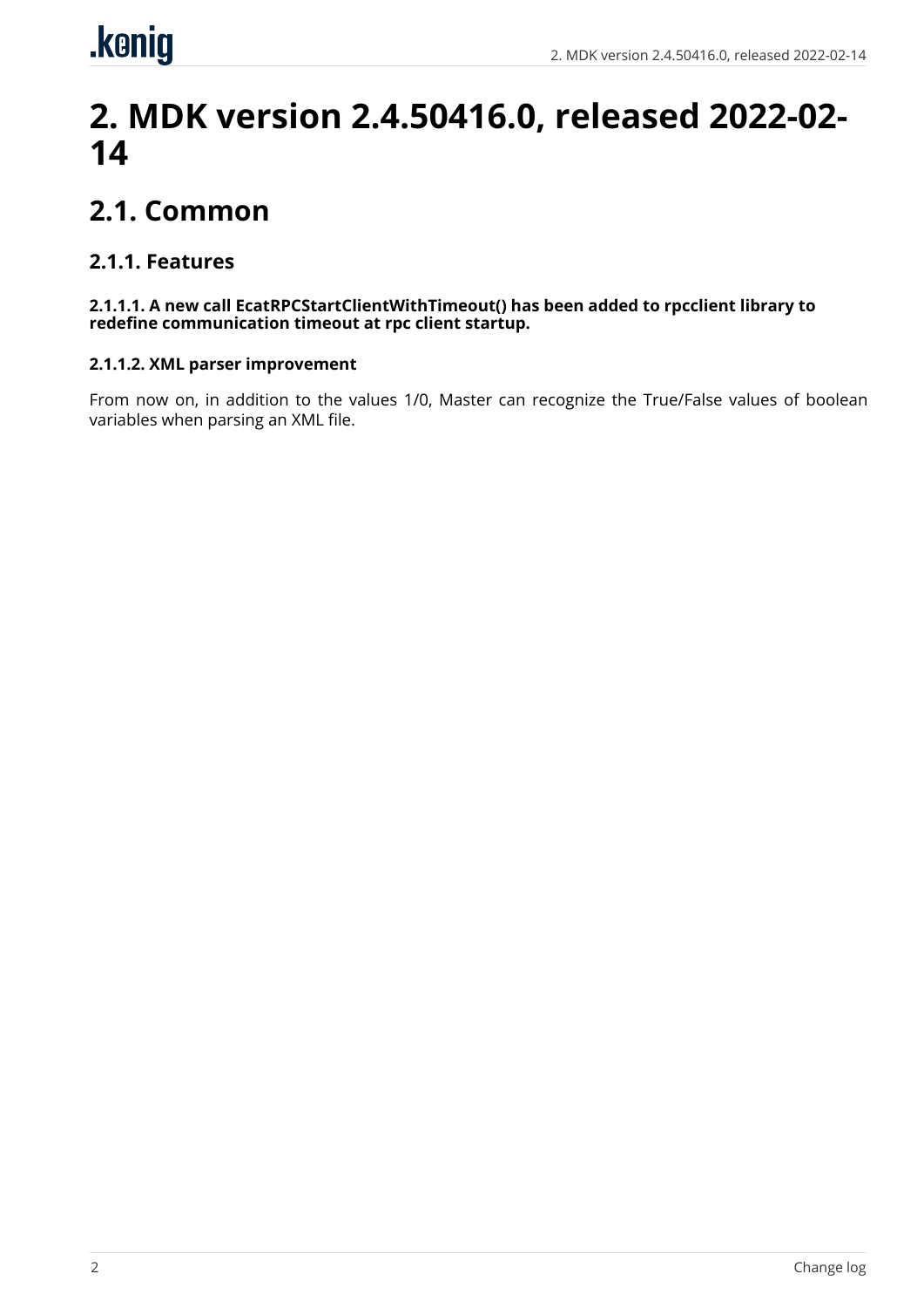# 2. MDK version 2.4.50416.0, released 2022-02-14

## 2.1. Common

### 2.1.1. Features

#### 2.1.1.1. A new call EcatRPCStartClientWithTimeout() has been added to rpcclient library to redefine communication timeout at rpc client startup.

#### 2.1.1.2. XML parser improvement

From now on, in addition to the values 1/0, Master can recognize the True/False values of boolean variables when parsing an XML file.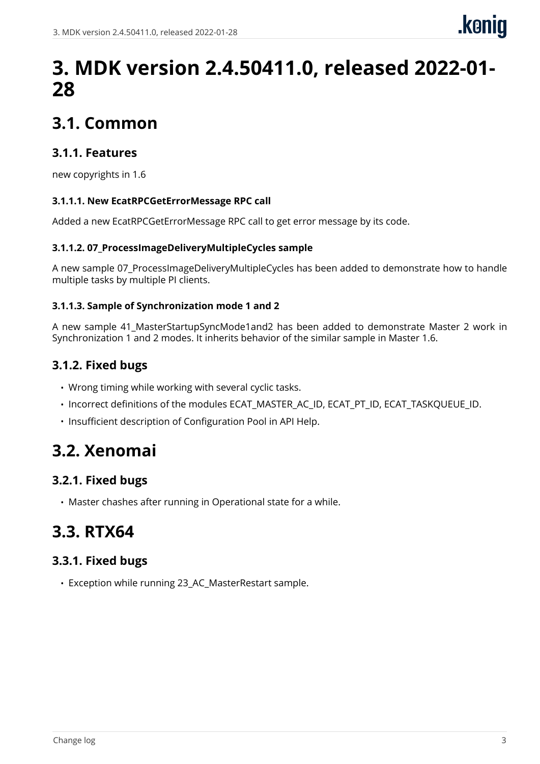# 3. MDK version 2.4.50411.0, released 2022-01-28

## 3.1. Common

### 3.1.1. Features

new copyrights in 1.6

#### 3.1.1.1. New EcatRPCGetErrorMessage RPC call

Added a new EcatRPCGetErrorMessage RPC call to get error message by its code.

#### 3.1.1.2. 07_ProcessImageDeliveryMultipleCycles sample

A new sample 07_ProcessImageDeliveryMultipleCycles has been added to demonstrate how to handle multiple tasks by multiple PI clients.

#### 3.1.1.3. Sample of Synchronization mode 1 and 2

A new sample 41_MasterStartupSyncMode1and2 has been added to demonstrate Master 2 work in Synchronization 1 and 2 modes. It inherits behavior of the similar sample in Master 1.6.

### 3.1.2. Fixed bugs

- Wrong timing while working with several cyclic tasks.
- Incorrect definitions of the modules ECAT_MASTER_AC_ID, ECAT_PT_ID, ECAT_TASKQUEUE_ID.
- Insufficient description of Configuration Pool in API Help.

## 3.2. Xenomai

### 3.2.1. Fixed bugs

- Master chashes after running in Operational state for a while.

## 3.3. RTX64

### 3.3.1. Fixed bugs

- Exception while running 23_AC_MasterRestart sample.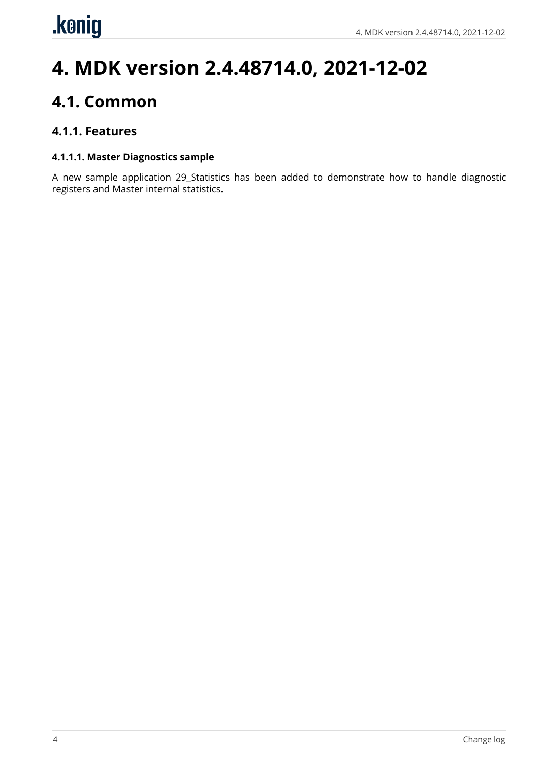# 4. MDK version 2.4.48714.0, 2021-12-02

## 4.1. Common

### 4.1.1. Features

#### 4.1.1.1. Master Diagnostics sample

A new sample application 29_Statistics has been added to demonstrate how to handle diagnostic registers and Master internal statistics.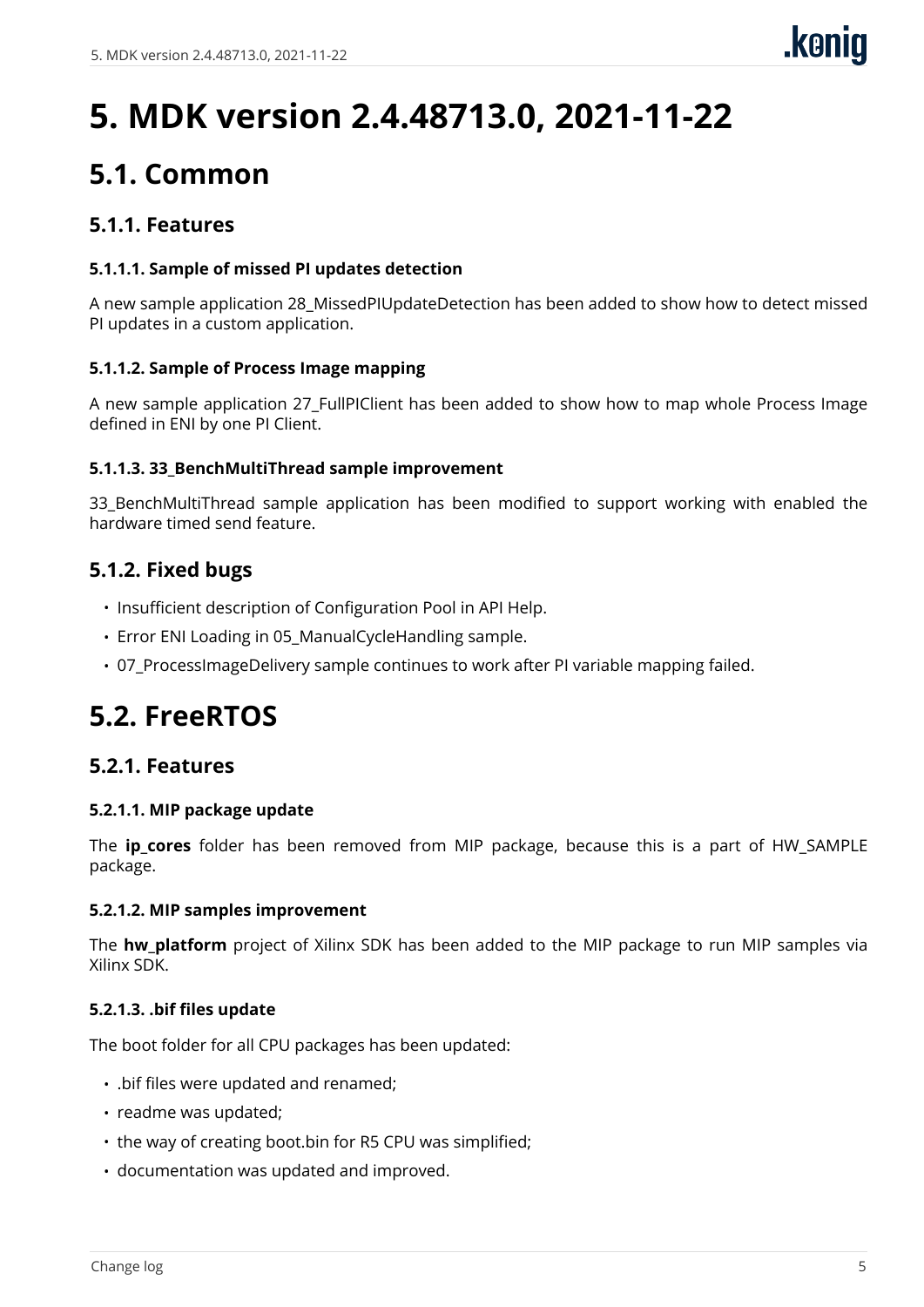# 5. MDK version 2.4.48713.0, 2021-11-22

## 5.1. Common

### 5.1.1. Features

#### 5.1.1.1. Sample of missed PI updates detection

A new sample application 28_MissedPIUpdateDetection has been added to show how to detect missed PI updates in a custom application.

#### 5.1.1.2. Sample of Process Image mapping

A new sample application 27_FullPIClient has been added to show how to map whole Process Image defined in ENI by one PI Client.

#### 5.1.1.3. 33_BenchMultiThread sample improvement

33_BenchMultiThread sample application has been modified to support working with enabled the hardware timed send feature.

### 5.1.2. Fixed bugs

- Insufficient description of Configuration Pool in API Help.
- Error ENI Loading in 05_ManualCycleHandling sample.
- 07_ProcessImageDelivery sample continues to work after PI variable mapping failed.

## 5.2. FreeRTOS

### 5.2.1. Features

#### 5.2.1.1. MIP package update

The **ip_cores** folder has been removed from MIP package, because this is a part of HW_SAMPLE package.

#### 5.2.1.2. MIP samples improvement

The **hw_platform** project of Xilinx SDK has been added to the MIP package to run MIP samples via Xilinx SDK.

#### 5.2.1.3. .bif files update

The boot folder for all CPU packages has been updated:

- .bif files were updated and renamed;
- readme was updated;
- the way of creating boot.bin for R5 CPU was simplified;
- documentation was updated and improved.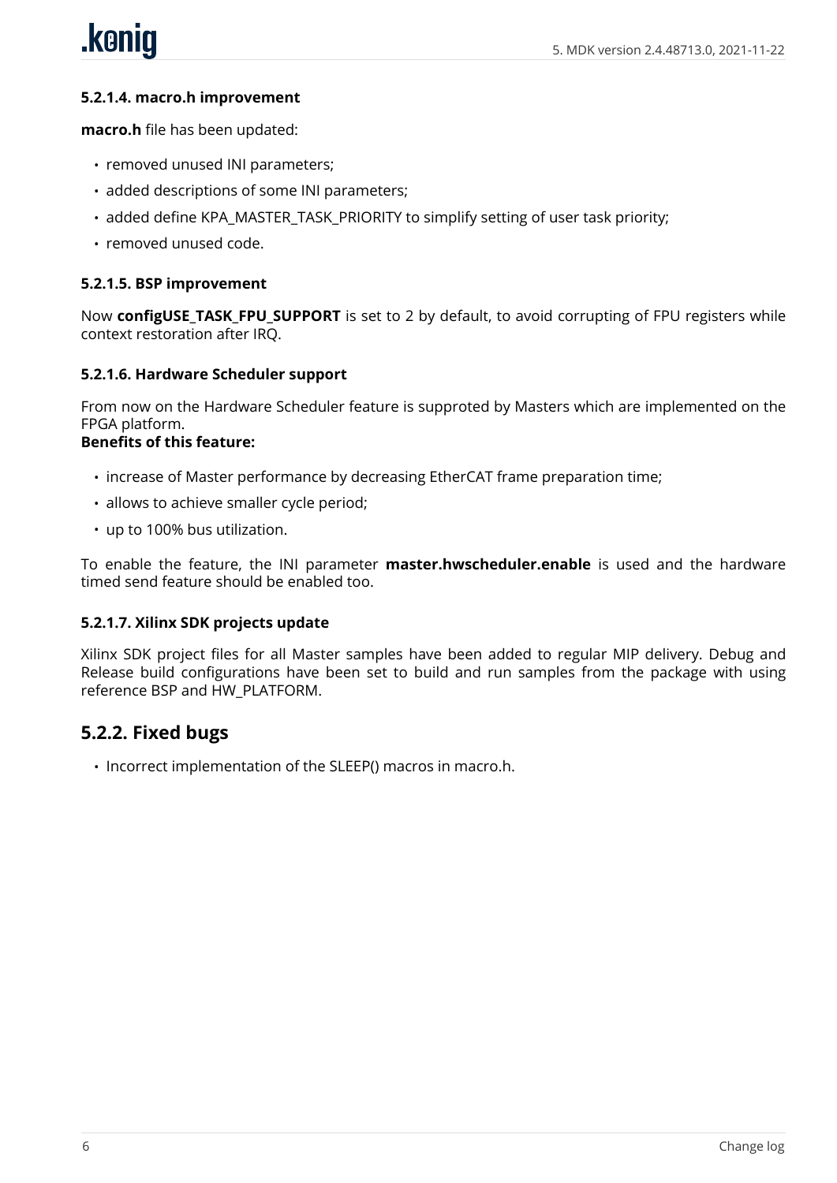#### 5.2.1.4. macro.h improvement

**macro.h** file has been updated:

- removed unused INI parameters;
- added descriptions of some INI parameters;
- added define KPA_MASTER_TASK_PRIORITY to simplify setting of user task priority;
- removed unused code.

#### 5.2.1.5. BSP improvement

Now **configUSE_TASK_FPU_SUPPORT** is set to 2 by default, to avoid corrupting of FPU registers while context restoration after IRQ.

#### 5.2.1.6. Hardware Scheduler support

From now on the Hardware Scheduler feature is supproted by Masters which are implemented on the FPGA platform.
**Benefits of this feature:**

- increase of Master performance by decreasing EtherCAT frame preparation time;
- allows to achieve smaller cycle period;
- up to 100% bus utilization.

To enable the feature, the INI parameter **master.hwscheduler.enable** is used and the hardware timed send feature should be enabled too.

#### 5.2.1.7. Xilinx SDK projects update

Xilinx SDK project files for all Master samples have been added to regular MIP delivery. Debug and Release build configurations have been set to build and run samples from the package with using reference BSP and HW_PLATFORM.

### 5.2.2. Fixed bugs

- Incorrect implementation of the SLEEP() macros in macro.h.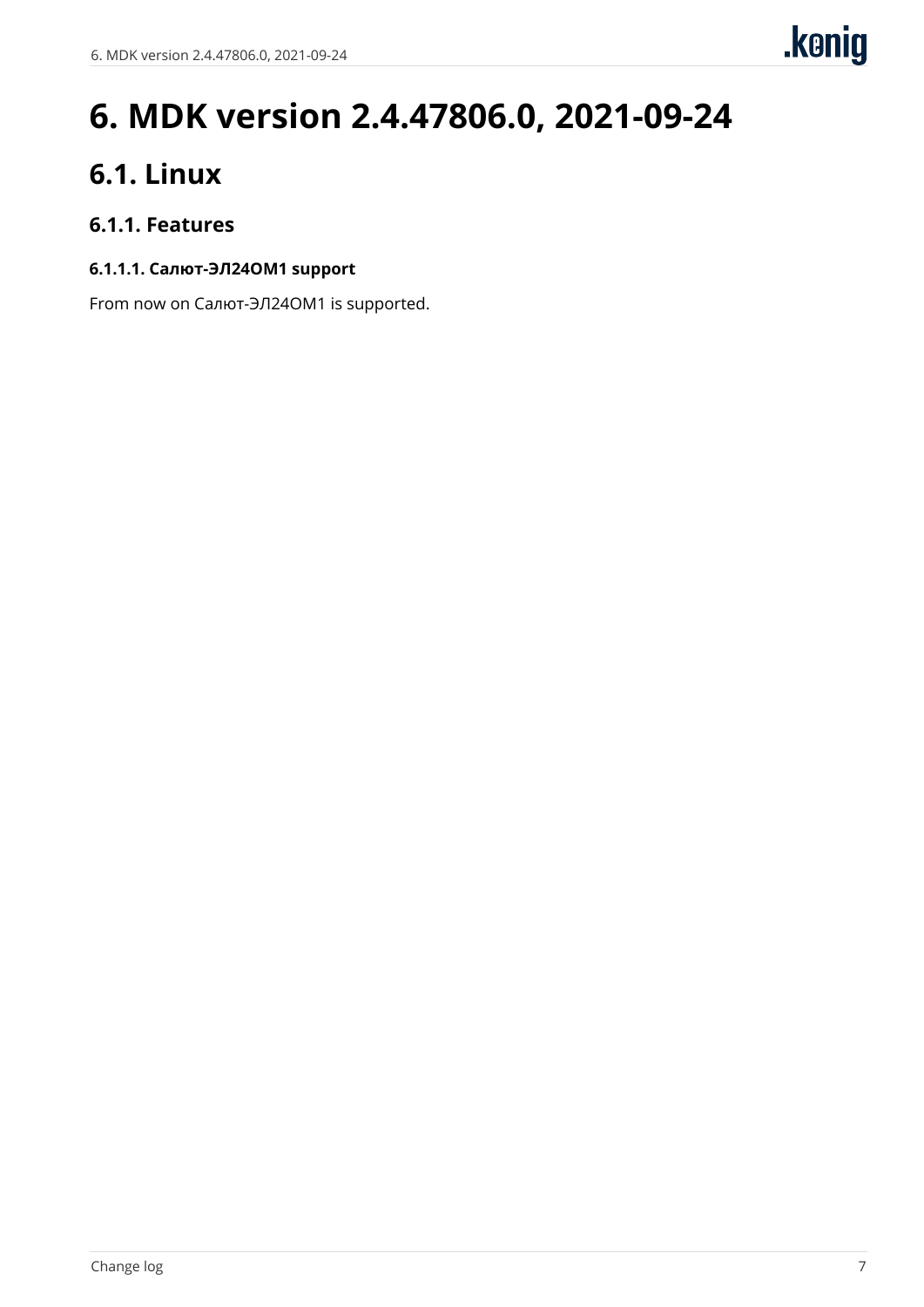# 6. MDK version 2.4.47806.0, 2021-09-24

## 6.1. Linux

### 6.1.1. Features

#### 6.1.1.1. Салют-ЭЛ24ОМ1 support

From now on Салют-ЭЛ24ОМ1 is supported.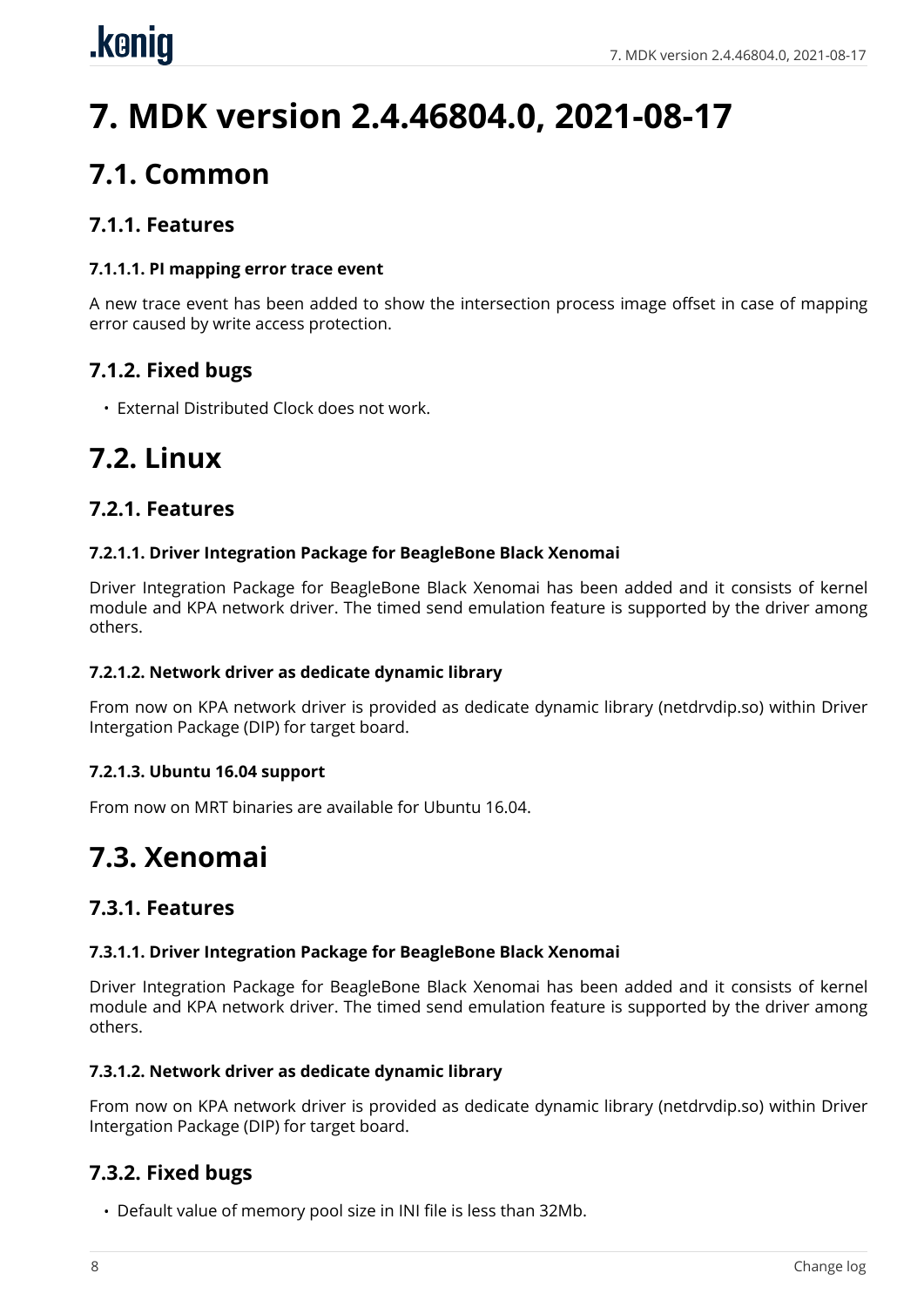# 7. MDK version 2.4.46804.0, 2021-08-17

## 7.1. Common

### 7.1.1. Features

#### 7.1.1.1. PI mapping error trace event

A new trace event has been added to show the intersection process image offset in case of mapping error caused by write access protection.

### 7.1.2. Fixed bugs

- External Distributed Clock does not work.

## 7.2. Linux

### 7.2.1. Features

#### 7.2.1.1. Driver Integration Package for BeagleBone Black Xenomai

Driver Integration Package for BeagleBone Black Xenomai has been added and it consists of kernel module and KPA network driver. The timed send emulation feature is supported by the driver among others.

#### 7.2.1.2. Network driver as dedicate dynamic library

From now on KPA network driver is provided as dedicate dynamic library (netdrvdip.so) within Driver Intergation Package (DIP) for target board.

#### 7.2.1.3. Ubuntu 16.04 support

From now on MRT binaries are available for Ubuntu 16.04.

## 7.3. Xenomai

### 7.3.1. Features

#### 7.3.1.1. Driver Integration Package for BeagleBone Black Xenomai

Driver Integration Package for BeagleBone Black Xenomai has been added and it consists of kernel module and KPA network driver. The timed send emulation feature is supported by the driver among others.

#### 7.3.1.2. Network driver as dedicate dynamic library

From now on KPA network driver is provided as dedicate dynamic library (netdrvdip.so) within Driver Intergation Package (DIP) for target board.

### 7.3.2. Fixed bugs

- Default value of memory pool size in INI file is less than 32Mb.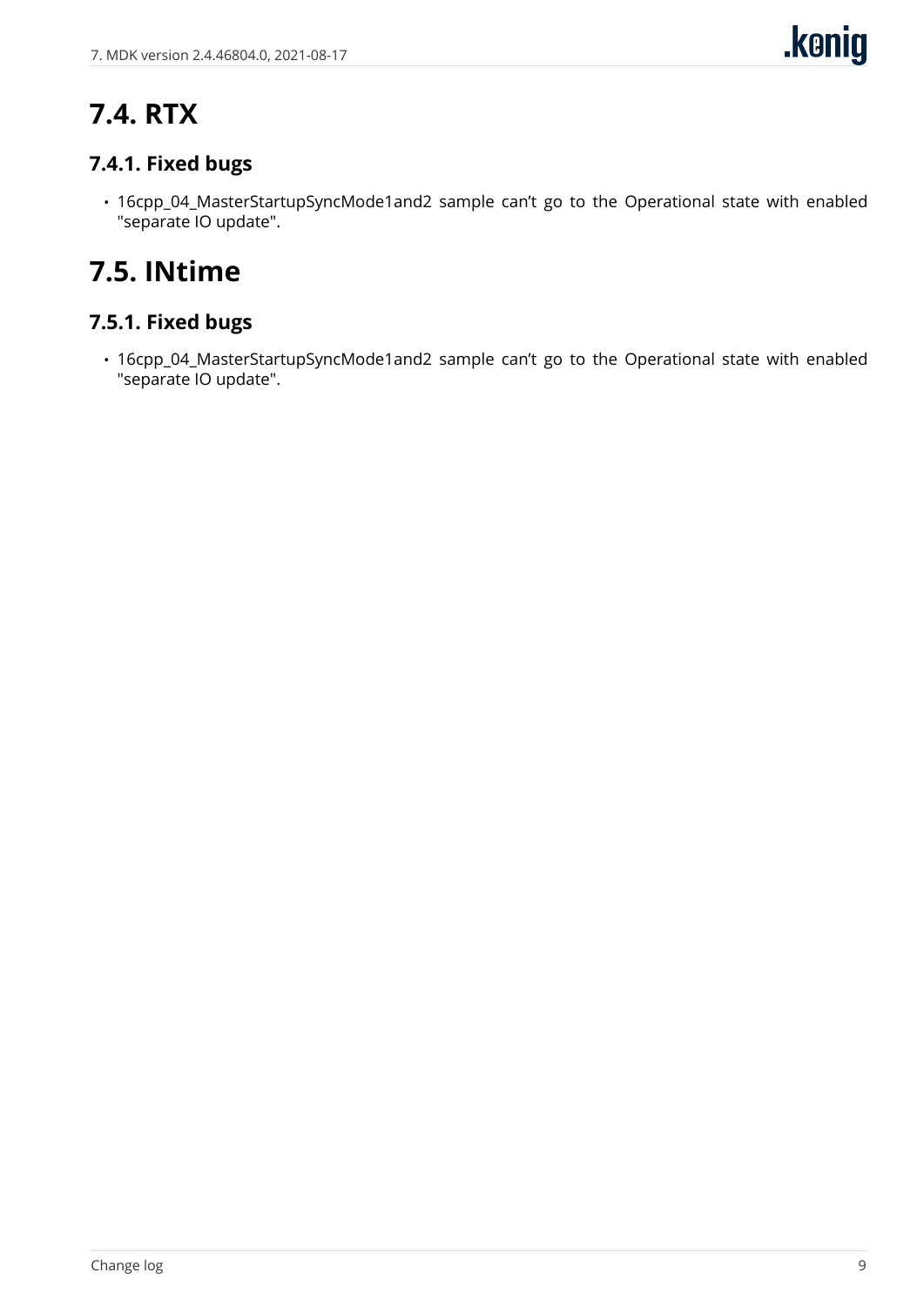## 7.4. RTX

### 7.4.1. Fixed bugs

- 16cpp_04_MasterStartupSyncMode1and2 sample can’t go to the Operational state with enabled "separate IO update".

## 7.5. INtime

### 7.5.1. Fixed bugs

- 16cpp_04_MasterStartupSyncMode1and2 sample can’t go to the Operational state with enabled "separate IO update".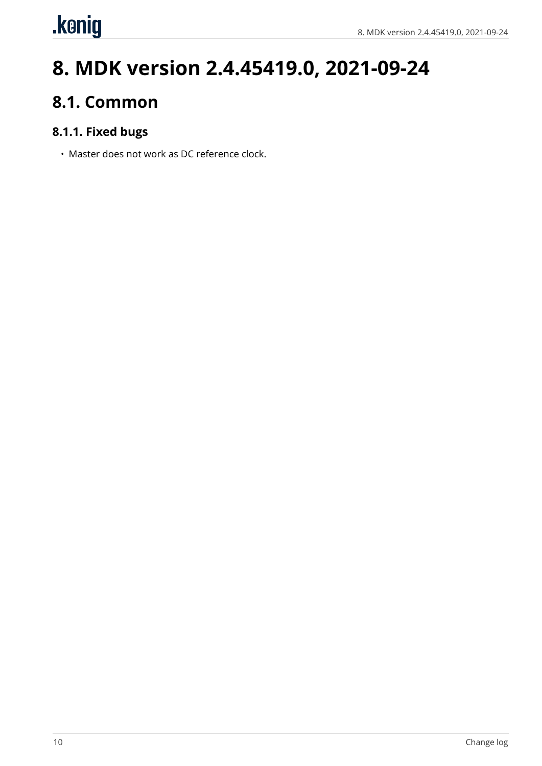# 8. MDK version 2.4.45419.0, 2021-09-24

## 8.1. Common

### 8.1.1. Fixed bugs

- Master does not work as DC reference clock.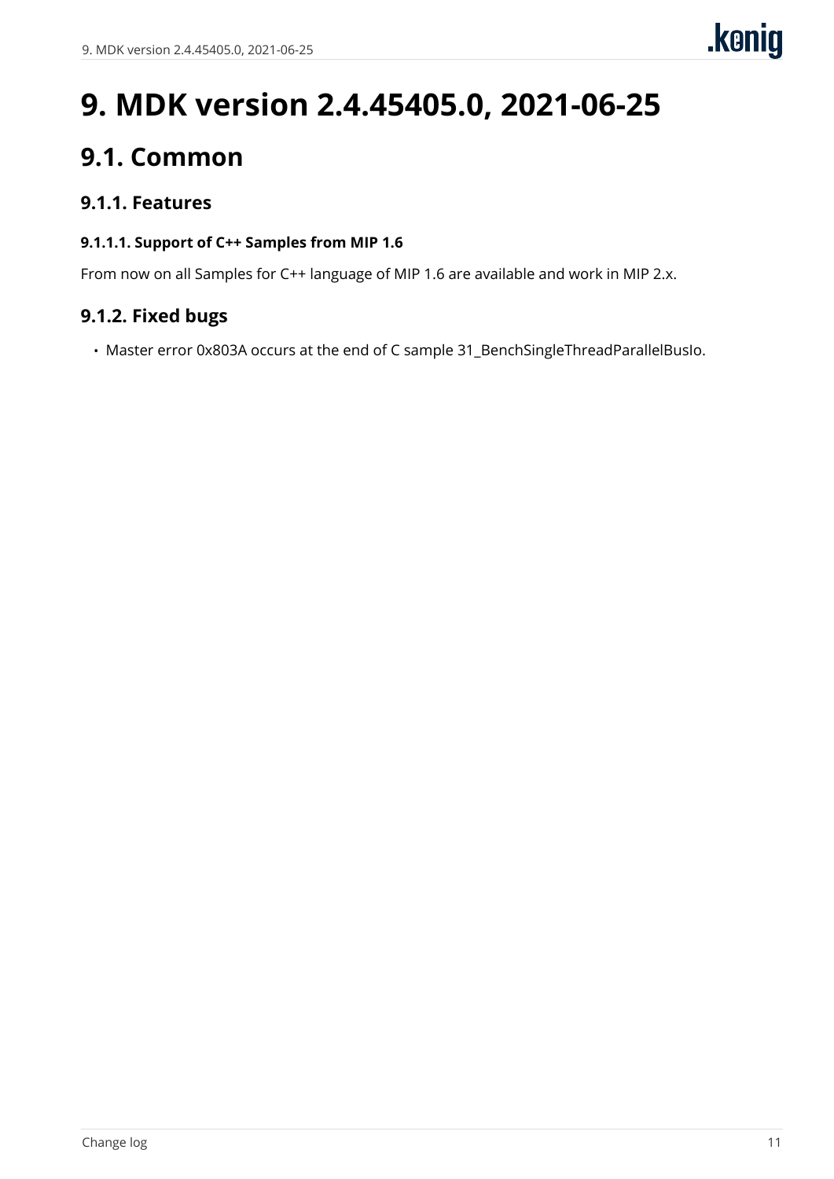# 9. MDK version 2.4.45405.0, 2021-06-25

## 9.1. Common

### 9.1.1. Features

#### 9.1.1.1. Support of C++ Samples from MIP 1.6

From now on all Samples for C++ language of MIP 1.6 are available and work in MIP 2.x.

### 9.1.2. Fixed bugs

- Master error 0x803A occurs at the end of C sample 31_BenchSingleThreadParallelBusIo.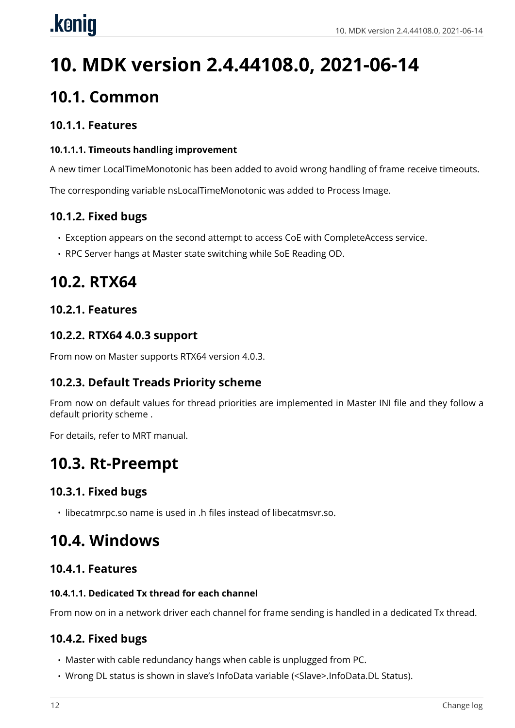# 10. MDK version 2.4.44108.0, 2021-06-14

## 10.1. Common

### 10.1.1. Features

#### 10.1.1.1. Timeouts handling improvement

A new timer LocalTimeMonotonic has been added to avoid wrong handling of frame receive timeouts.

The corresponding variable nsLocalTimeMonotonic was added to Process Image.

### 10.1.2. Fixed bugs

- Exception appears on the second attempt to access CoE with CompleteAccess service.
- RPC Server hangs at Master state switching while SoE Reading OD.

## 10.2. RTX64

### 10.2.1. Features

### 10.2.2. RTX64 4.0.3 support

From now on Master supports RTX64 version 4.0.3.

### 10.2.3. Default Treads Priority scheme

From now on default values for thread priorities are implemented in Master INI file and they follow a default priority scheme .

For details, refer to MRT manual.

## 10.3. Rt-Preempt

### 10.3.1. Fixed bugs

- libecatmrpc.so name is used in .h files instead of libecatmsvr.so.

## 10.4. Windows

### 10.4.1. Features

#### 10.4.1.1. Dedicated Tx thread for each channel

From now on in a network driver each channel for frame sending is handled in a dedicated Tx thread.

### 10.4.2. Fixed bugs

- Master with cable redundancy hangs when cable is unplugged from PC.
- Wrong DL status is shown in slave's InfoData variable (<Slave>.InfoData.DL Status).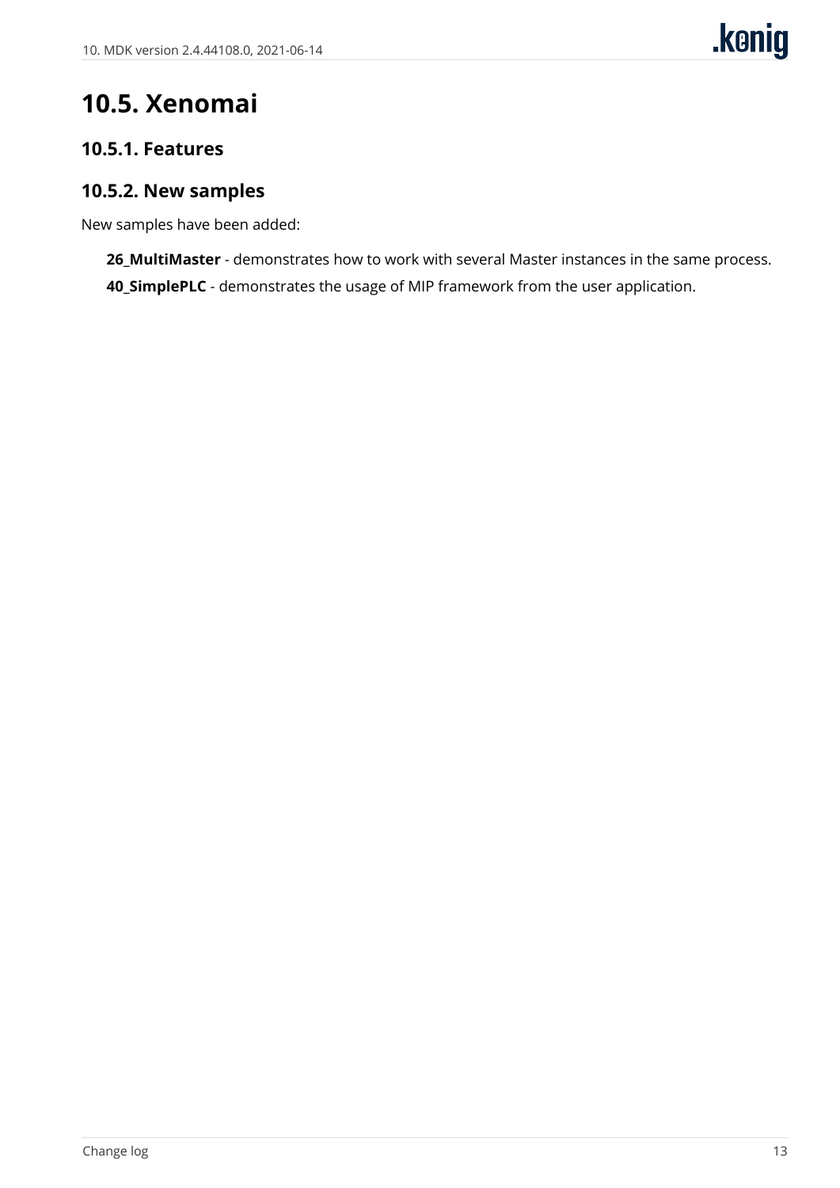## 10.5. Xenomai

### 10.5.1. Features

### 10.5.2. New samples

New samples have been added:

**26_MultiMaster** - demonstrates how to work with several Master instances in the same process.

**40_SimplePLC** - demonstrates the usage of MIP framework from the user application.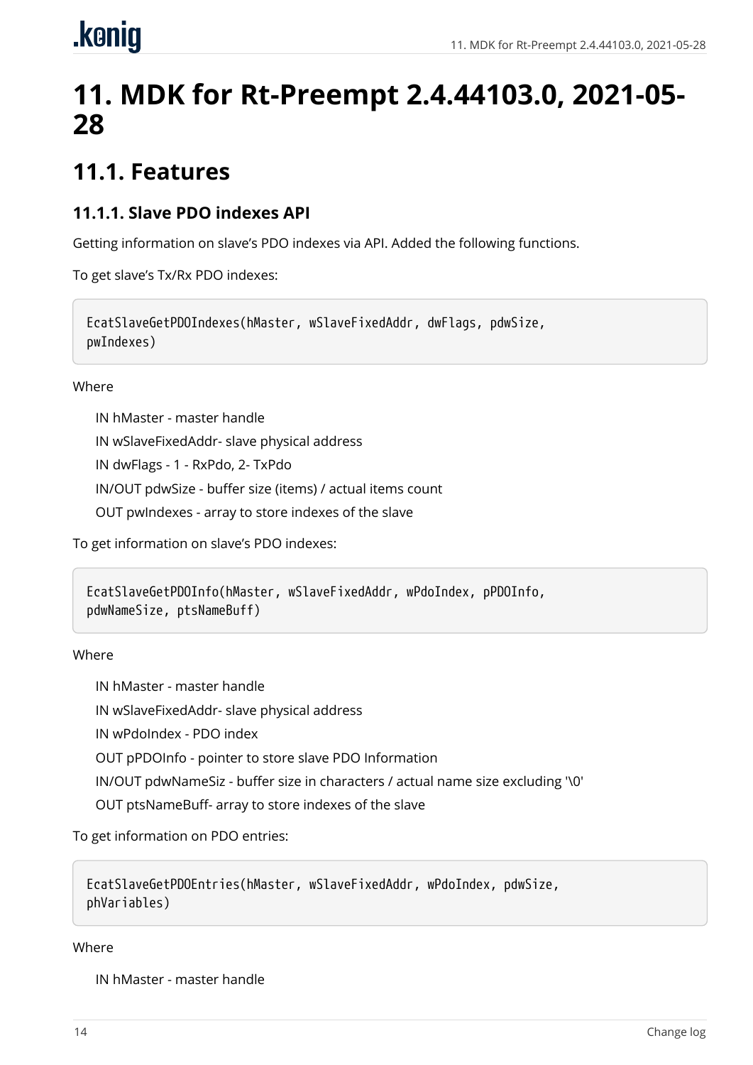# 11. MDK for Rt-Preempt 2.4.44103.0, 2021-05-28

## 11.1. Features

### 11.1.1. Slave PDO indexes API

Getting information on slave's PDO indexes via API. Added the following functions.

To get slave's Tx/Rx PDO indexes:

```
EcatSlaveGetPDOIndexes(hMaster, wSlaveFixedAddr, dwFlags, pdwSize,
pwIndexes)
```

Where

IN hMaster - master handle

IN wSlaveFixedAddr- slave physical address

IN dwFlags - 1 - RxPdo, 2- TxPdo

IN/OUT pdwSize - buffer size (items) / actual items count

OUT pwIndexes - array to store indexes of the slave

To get information on slave's PDO indexes:

```
EcatSlaveGetPDOInfo(hMaster, wSlaveFixedAddr, wPdoIndex, pPDOInfo,
pdwNameSize, ptsNameBuff)
```

Where

IN hMaster - master handle

IN wSlaveFixedAddr- slave physical address

IN wPdoIndex - PDO index

OUT pPDOInfo - pointer to store slave PDO Information

IN/OUT pdwNameSiz - buffer size in characters / actual name size excluding '\0'

OUT ptsNameBuff- array to store indexes of the slave

To get information on PDO entries:

```
EcatSlaveGetPDOEntries(hMaster, wSlaveFixedAddr, wPdoIndex, pdwSize,
phVariables)
```

Where

IN hMaster - master handle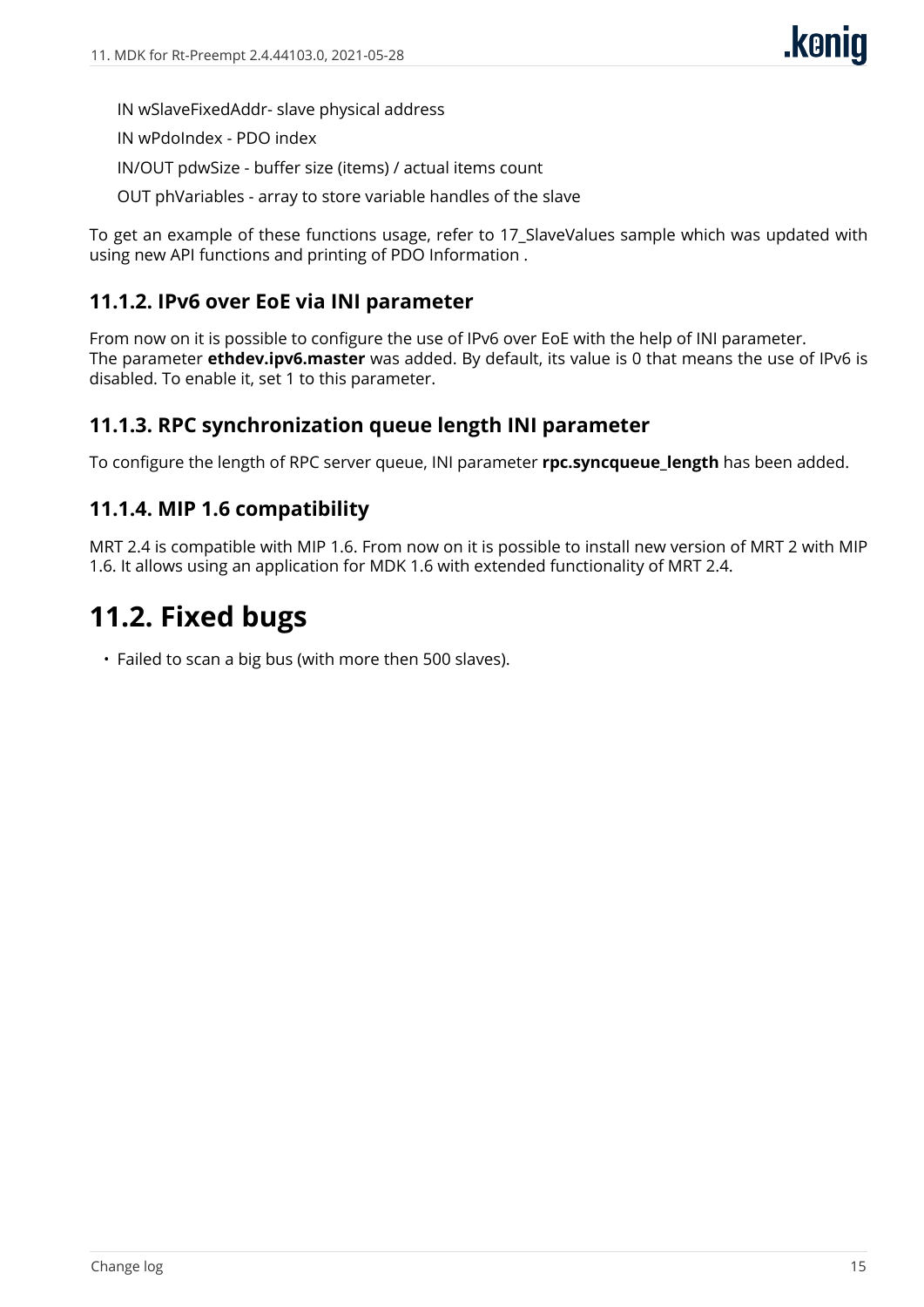IN wSlaveFixedAddr- slave physical address

IN wPdoIndex - PDO index

IN/OUT pdwSize - buffer size (items) / actual items count

OUT phVariables - array to store variable handles of the slave

To get an example of these functions usage, refer to 17_SlaveValues sample which was updated with using new API functions and printing of PDO Information .

### 11.1.2. IPv6 over EoE via INI parameter

From now on it is possible to configure the use of IPv6 over EoE with the help of INI parameter.
The parameter **ethdev.ipv6.master** was added. By default, its value is 0 that means the use of IPv6 is disabled. To enable it, set 1 to this parameter.

### 11.1.3. RPC synchronization queue length INI parameter

To configure the length of RPC server queue, INI parameter **rpc.syncqueue_length** has been added.

### 11.1.4. MIP 1.6 compatibility

MRT 2.4 is compatible with MIP 1.6. From now on it is possible to install new version of MRT 2 with MIP 1.6. It allows using an application for MDK 1.6 with extended functionality of MRT 2.4.

## 11.2. Fixed bugs

- Failed to scan a big bus (with more then 500 slaves).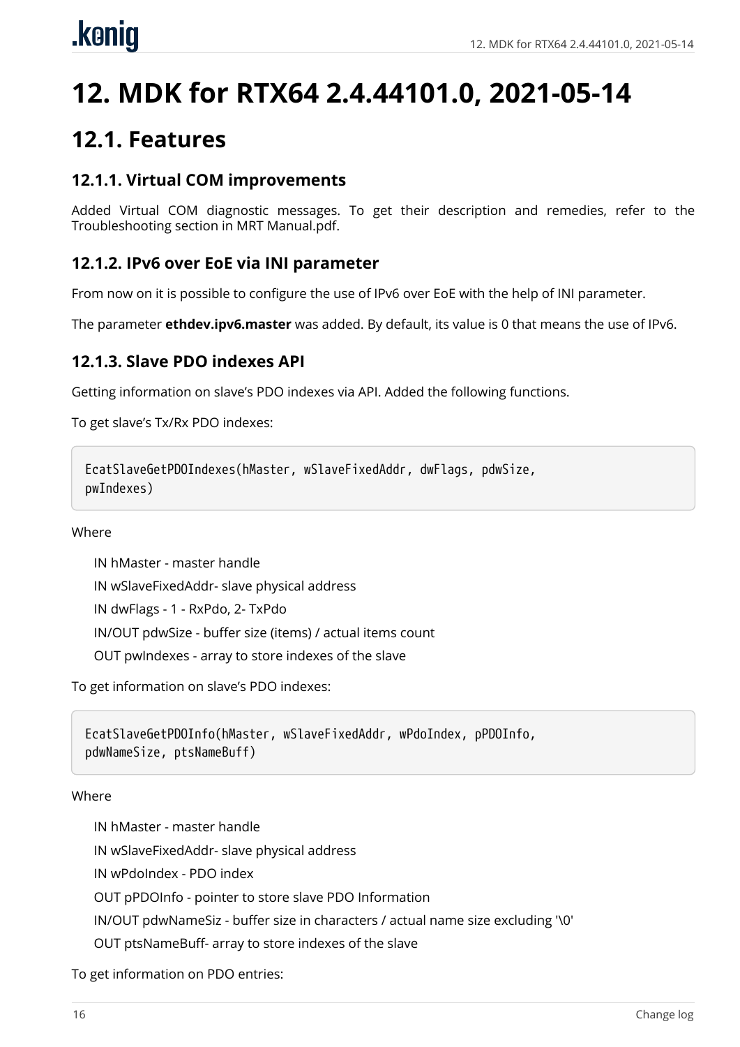# 12. MDK for RTX64 2.4.44101.0, 2021-05-14

## 12.1. Features

### 12.1.1. Virtual COM improvements

Added Virtual COM diagnostic messages. To get their description and remedies, refer to the Troubleshooting section in MRT Manual.pdf.

### 12.1.2. IPv6 over EoE via INI parameter

From now on it is possible to configure the use of IPv6 over EoE with the help of INI parameter.

The parameter **ethdev.ipv6.master** was added. By default, its value is 0 that means the use of IPv6.

### 12.1.3. Slave PDO indexes API

Getting information on slave's PDO indexes via API. Added the following functions.

To get slave's Tx/Rx PDO indexes:

```
EcatSlaveGetPDOIndexes(hMaster, wSlaveFixedAddr, dwFlags, pdwSize,
pwIndexes)
```

Where

IN hMaster - master handle

IN wSlaveFixedAddr- slave physical address

IN dwFlags - 1 - RxPdo, 2- TxPdo

IN/OUT pdwSize - buffer size (items) / actual items count

OUT pwIndexes - array to store indexes of the slave

To get information on slave's PDO indexes:

```
EcatSlaveGetPDOInfo(hMaster, wSlaveFixedAddr, wPdoIndex, pPDOInfo,
pdwNameSize, ptsNameBuff)
```

Where

IN hMaster - master handle

IN wSlaveFixedAddr- slave physical address

IN wPdoIndex - PDO index

OUT pPDOInfo - pointer to store slave PDO Information

IN/OUT pdwNameSiz - buffer size in characters / actual name size excluding '\0'

OUT ptsNameBuff- array to store indexes of the slave

To get information on PDO entries: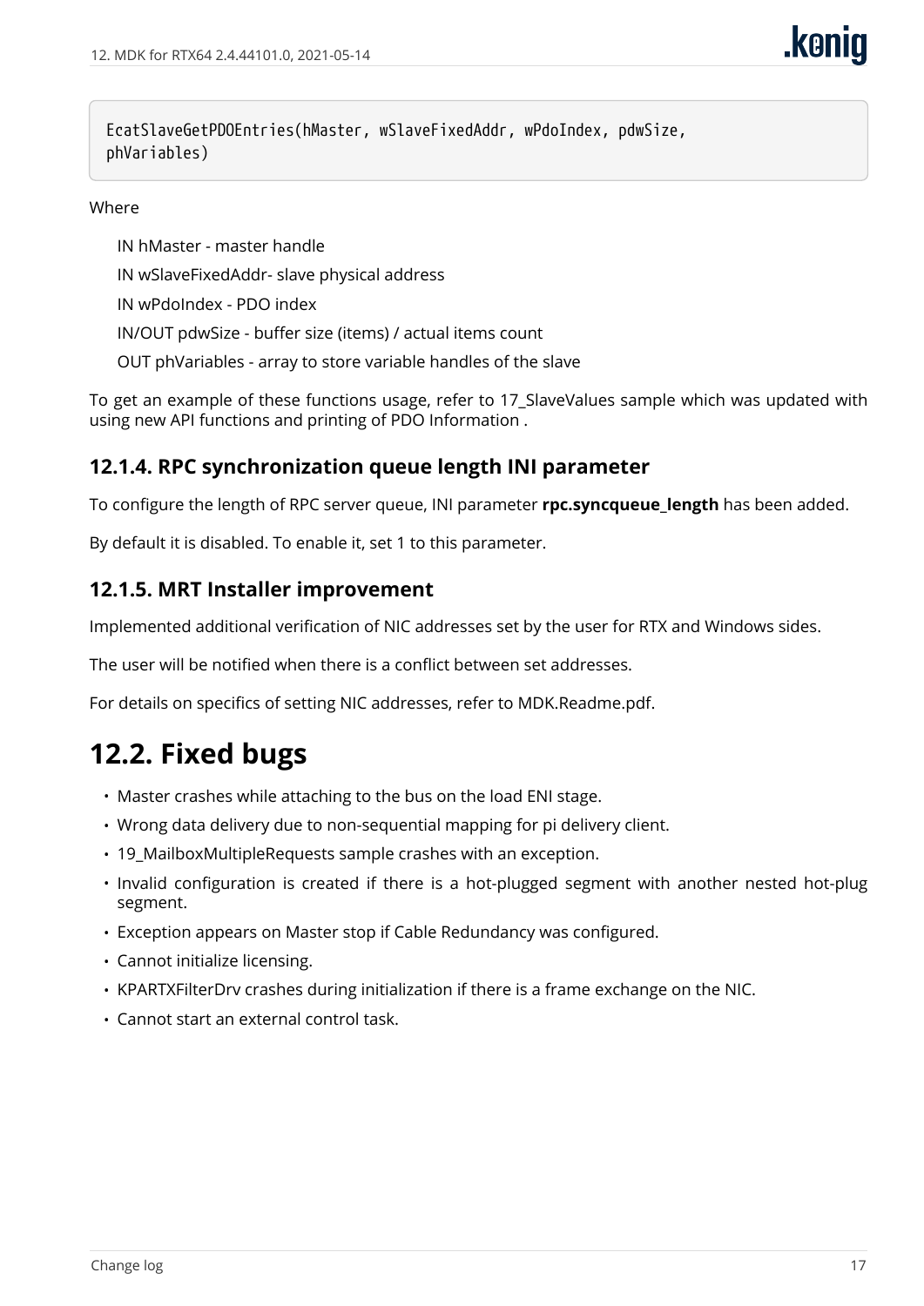```
EcatSlaveGetPDOEntries(hMaster, wSlaveFixedAddr, wPdoIndex, pdwSize,
phVariables)
```

Where

IN hMaster - master handle

IN wSlaveFixedAddr- slave physical address

IN wPdoIndex - PDO index

IN/OUT pdwSize - buffer size (items) / actual items count

OUT phVariables - array to store variable handles of the slave

To get an example of these functions usage, refer to 17_SlaveValues sample which was updated with using new API functions and printing of PDO Information .

### 12.1.4. RPC synchronization queue length INI parameter

To configure the length of RPC server queue, INI parameter **rpc.syncqueue_length** has been added.

By default it is disabled. To enable it, set 1 to this parameter.

### 12.1.5. MRT Installer improvement

Implemented additional verification of NIC addresses set by the user for RTX and Windows sides.

The user will be notified when there is a conflict between set addresses.

For details on specifics of setting NIC addresses, refer to MDK.Readme.pdf.

## 12.2. Fixed bugs

- Master crashes while attaching to the bus on the load ENI stage.
- Wrong data delivery due to non-sequential mapping for pi delivery client.
- 19_MailboxMultipleRequests sample crashes with an exception.
- Invalid configuration is created if there is a hot-plugged segment with another nested hot-plug segment.
- Exception appears on Master stop if Cable Redundancy was configured.
- Cannot initialize licensing.
- KPARTXFilterDrv crashes during initialization if there is a frame exchange on the NIC.
- Cannot start an external control task.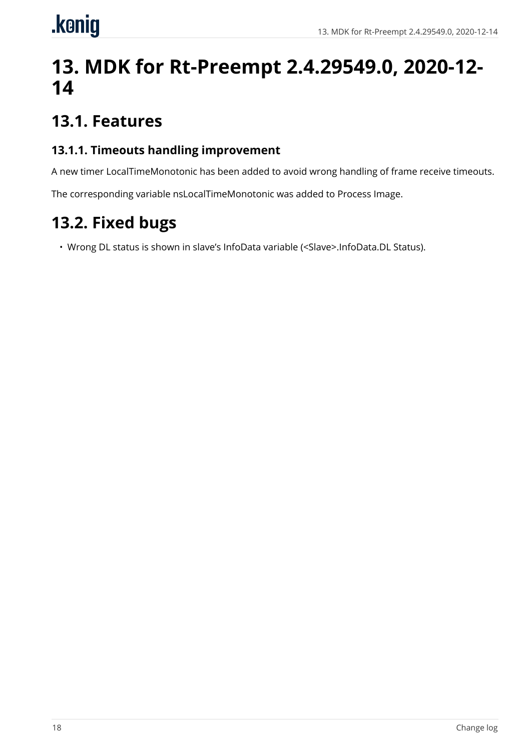# 13. MDK for Rt-Preempt 2.4.29549.0, 2020-12-14

## 13.1. Features

### 13.1.1. Timeouts handling improvement

A new timer LocalTimeMonotonic has been added to avoid wrong handling of frame receive timeouts.

The corresponding variable nsLocalTimeMonotonic was added to Process Image.

## 13.2. Fixed bugs

- Wrong DL status is shown in slave's InfoData variable (<Slave>.InfoData.DL Status).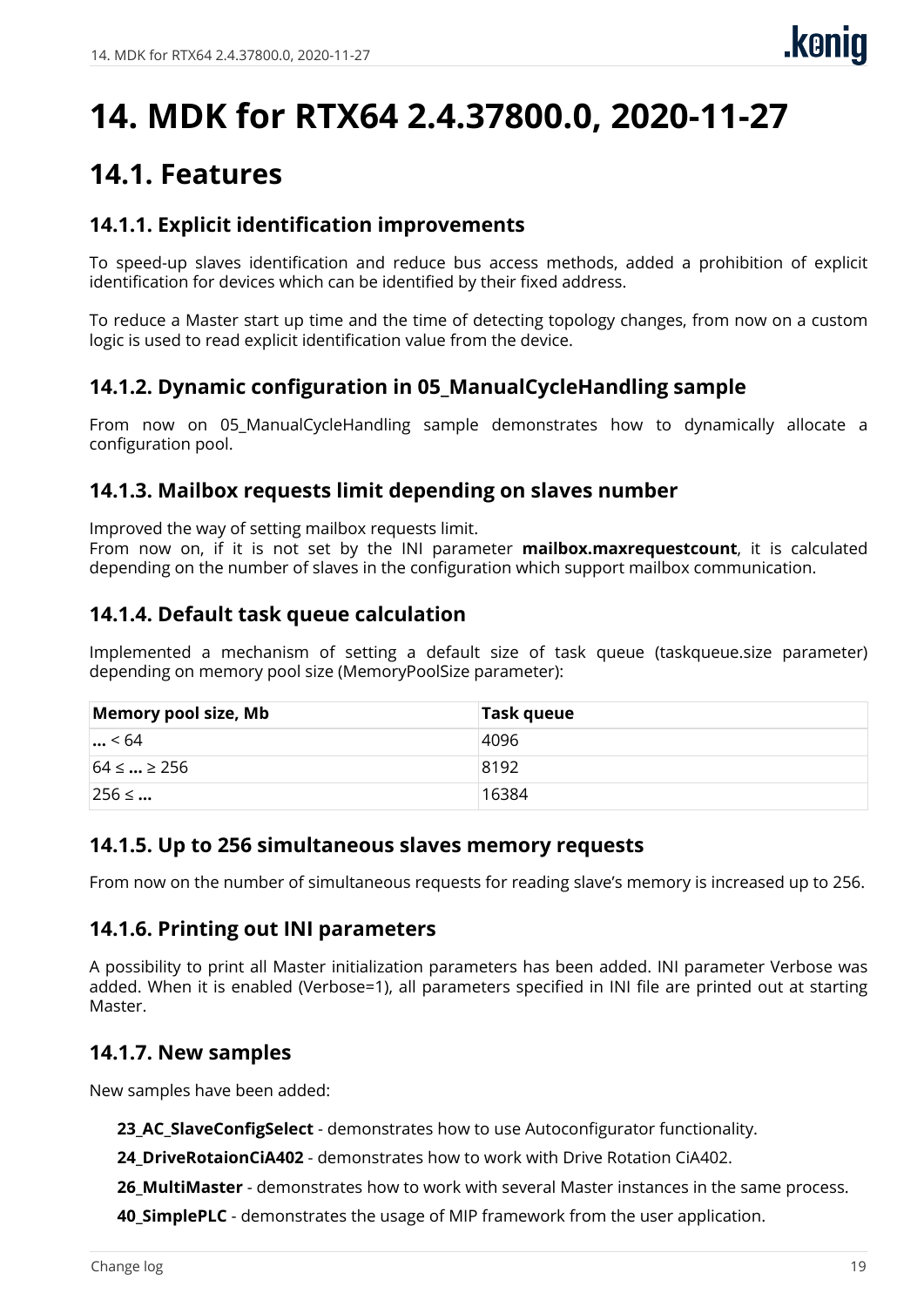# 14. MDK for RTX64 2.4.37800.0, 2020-11-27

## 14.1. Features

### 14.1.1. Explicit identification improvements

To speed-up slaves identification and reduce bus access methods, added a prohibition of explicit identification for devices which can be identified by their fixed address.

To reduce a Master start up time and the time of detecting topology changes, from now on a custom logic is used to read explicit identification value from the device.

### 14.1.2. Dynamic configuration in 05_ManualCycleHandling sample

From now on 05_ManualCycleHandling sample demonstrates how to dynamically allocate a configuration pool.

### 14.1.3. Mailbox requests limit depending on slaves number

Improved the way of setting mailbox requests limit.
From now on, if it is not set by the INI parameter **mailbox.maxrequestcount**, it is calculated depending on the number of slaves in the configuration which support mailbox communication.

### 14.1.4. Default task queue calculation

Implemented a mechanism of setting a default size of task queue (taskqueue.size parameter) depending on memory pool size (MemoryPoolSize parameter):

| Memory pool size, Mb | Task queue |
| --- | --- |
| **...** < 64 | 4096 |
| 64 ≤ **...** ≥ 256 | 8192 |
| 256 ≤ **...** | 16384 |

### 14.1.5. Up to 256 simultaneous slaves memory requests

From now on the number of simultaneous requests for reading slave's memory is increased up to 256.

### 14.1.6. Printing out INI parameters

A possibility to print all Master initialization parameters has been added. INI parameter Verbose was added. When it is enabled (Verbose=1), all parameters specified in INI file are printed out at starting Master.

### 14.1.7. New samples

New samples have been added:

- **23_AC_SlaveConfigSelect** - demonstrates how to use Autoconfigurator functionality.
- **24_DriveRotaionCiA402** - demonstrates how to work with Drive Rotation CiA402.
- **26_MultiMaster** - demonstrates how to work with several Master instances in the same process.
- **40_SimplePLC** - demonstrates the usage of MIP framework from the user application.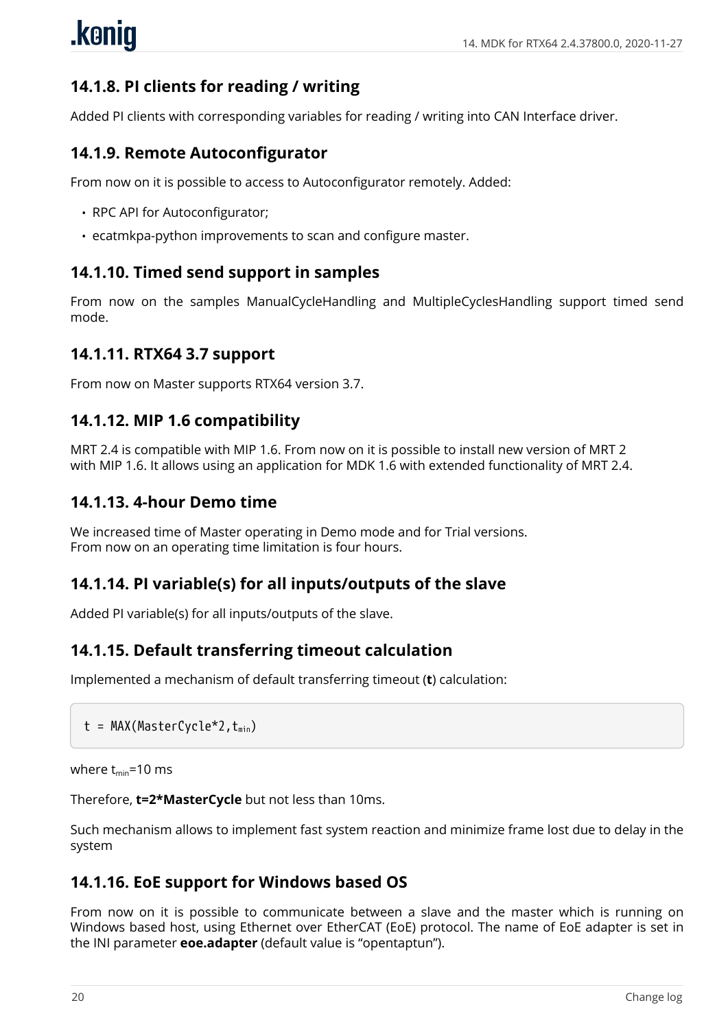### 14.1.8. PI clients for reading / writing

Added PI clients with corresponding variables for reading / writing into CAN Interface driver.

### 14.1.9. Remote Autoconfigurator

From now on it is possible to access to Autoconfigurator remotely. Added:

- RPC API for Autoconfigurator;
- ecatmkpa-python improvements to scan and configure master.

### 14.1.10. Timed send support in samples

From now on the samples ManualCycleHandling and MultipleCyclesHandling support timed send mode.

### 14.1.11. RTX64 3.7 support

From now on Master supports RTX64 version 3.7.

### 14.1.12. MIP 1.6 compatibility

MRT 2.4 is compatible with MIP 1.6. From now on it is possible to install new version of MRT 2 with MIP 1.6. It allows using an application for MDK 1.6 with extended functionality of MRT 2.4.

### 14.1.13. 4-hour Demo time

We increased time of Master operating in Demo mode and for Trial versions.
From now on an operating time limitation is four hours.

### 14.1.14. PI variable(s) for all inputs/outputs of the slave

Added PI variable(s) for all inputs/outputs of the slave.

### 14.1.15. Default transferring timeout calculation

Implemented a mechanism of default transferring timeout (**t**) calculation:

$$t = MAX(MasterCycle*2, t_{min})$$

where $t_{min}$=10 ms

Therefore, **t=2*MasterCycle** but not less than 10ms.

Such mechanism allows to implement fast system reaction and minimize frame lost due to delay in the system

### 14.1.16. EoE support for Windows based OS

From now on it is possible to communicate between a slave and the master which is running on Windows based host, using Ethernet over EtherCAT (EoE) protocol. The name of EoE adapter is set in the INI parameter **eoe.adapter** (default value is “opentaptun”).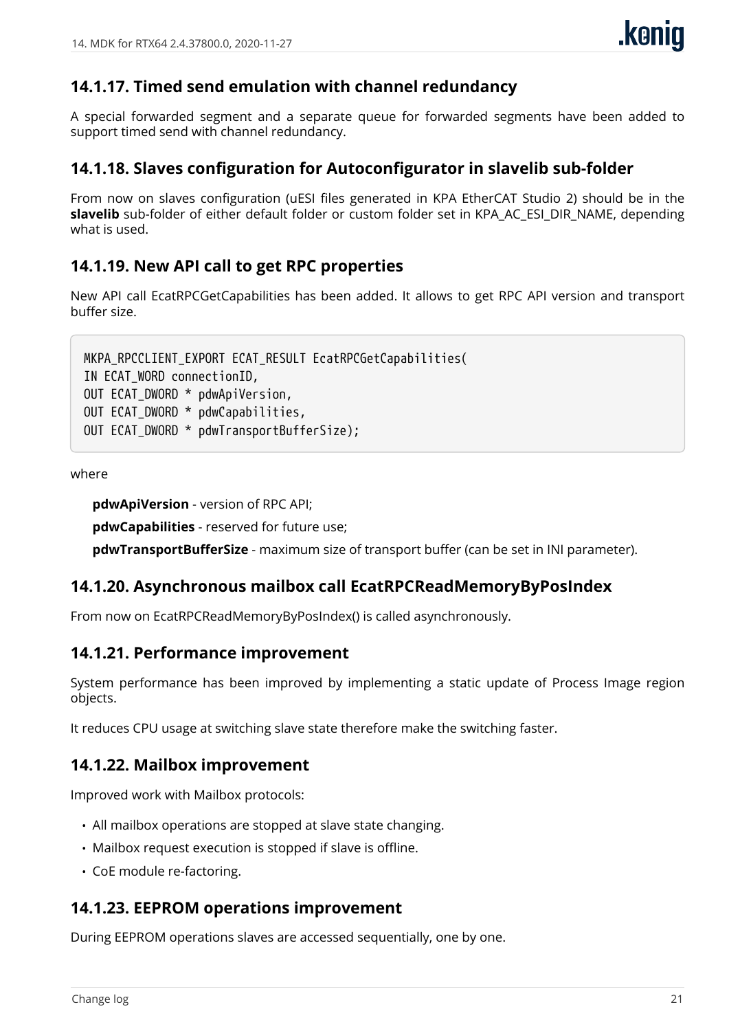### 14.1.17. Timed send emulation with channel redundancy

A special forwarded segment and a separate queue for forwarded segments have been added to support timed send with channel redundancy.

### 14.1.18. Slaves configuration for Autoconfigurator in slavelib sub-folder

From now on slaves configuration (uESI files generated in KPA EtherCAT Studio 2) should be in the **slavelib** sub-folder of either default folder or custom folder set in KPA_AC_ESI_DIR_NAME, depending what is used.

### 14.1.19. New API call to get RPC properties

New API call EcatRPCGetCapabilities has been added. It allows to get RPC API version and transport buffer size.

```
MKPA_RPCCLIENT_EXPORT ECAT_RESULT EcatRPCGetCapabilities(
IN ECAT_WORD connectionID,
OUT ECAT_DWORD * pdwApiVersion,
OUT ECAT_DWORD * pdwCapabilities,
OUT ECAT_DWORD * pdwTransportBufferSize);
```

where

**pdwApiVersion** - version of RPC API;

**pdwCapabilities** - reserved for future use;

**pdwTransportBufferSize** - maximum size of transport buffer (can be set in INI parameter).

### 14.1.20. Asynchronous mailbox call EcatRPCReadMemoryByPosIndex

From now on EcatRPCReadMemoryByPosIndex() is called asynchronously.

### 14.1.21. Performance improvement

System performance has been improved by implementing a static update of Process Image region objects.

It reduces CPU usage at switching slave state therefore make the switching faster.

### 14.1.22. Mailbox improvement

Improved work with Mailbox protocols:

- All mailbox operations are stopped at slave state changing.
- Mailbox request execution is stopped if slave is offline.
- CoE module re-factoring.

### 14.1.23. EEPROM operations improvement

During EEPROM operations slaves are accessed sequentially, one by one.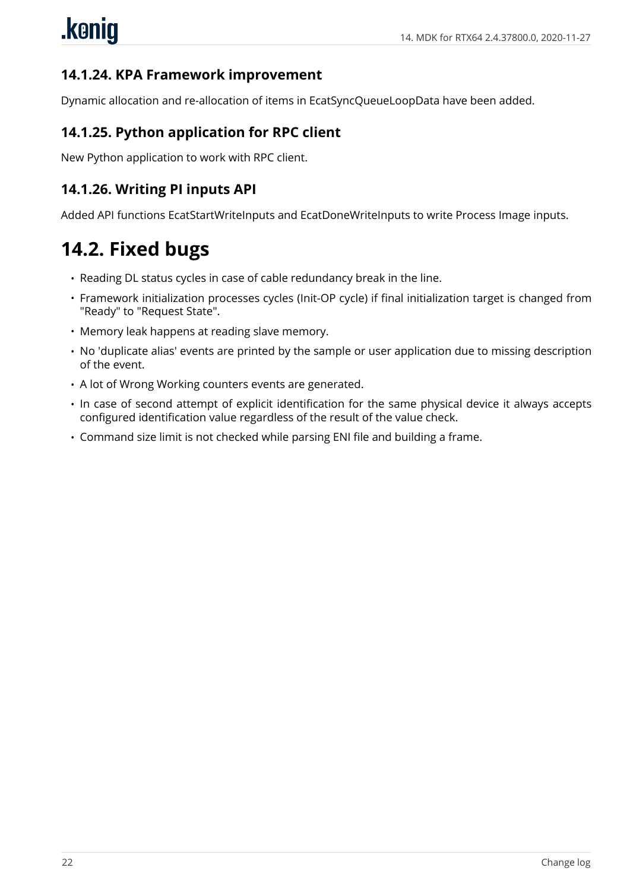### 14.1.24. KPA Framework improvement

Dynamic allocation and re-allocation of items in EcatSyncQueueLoopData have been added.

### 14.1.25. Python application for RPC client

New Python application to work with RPC client.

### 14.1.26. Writing PI inputs API

Added API functions EcatStartWriteInputs and EcatDoneWriteInputs to write Process Image inputs.

## 14.2. Fixed bugs

- Reading DL status cycles in case of cable redundancy break in the line.
- Framework initialization processes cycles (Init-OP cycle) if final initialization target is changed from "Ready" to "Request State".
- Memory leak happens at reading slave memory.
- No 'duplicate alias' events are printed by the sample or user application due to missing description of the event.
- A lot of Wrong Working counters events are generated.
- In case of second attempt of explicit identification for the same physical device it always accepts configured identification value regardless of the result of the value check.
- Command size limit is not checked while parsing ENI file and building a frame.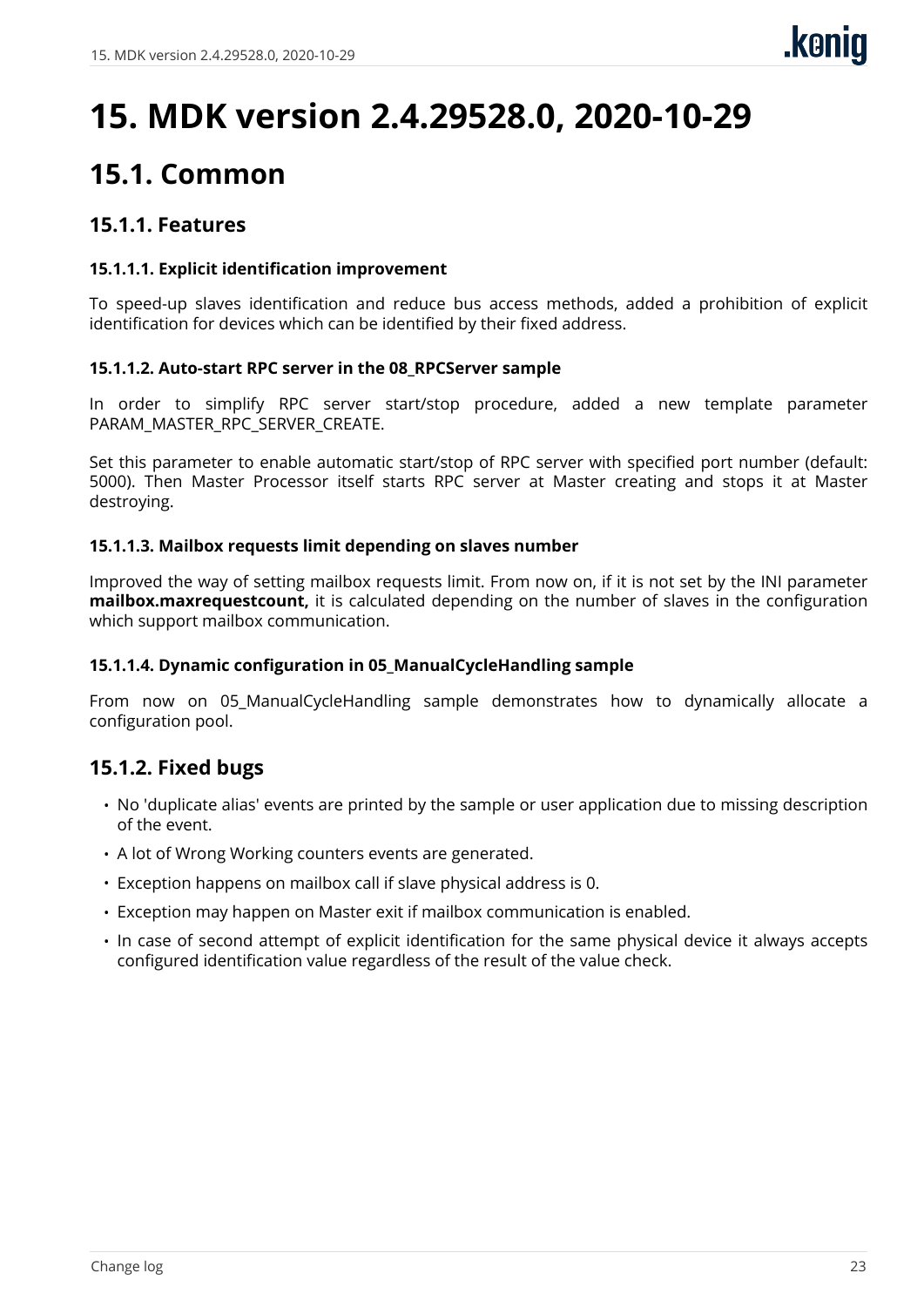# 15. MDK version 2.4.29528.0, 2020-10-29

## 15.1. Common

### 15.1.1. Features

#### 15.1.1.1. Explicit identification improvement

To speed-up slaves identification and reduce bus access methods, added a prohibition of explicit identification for devices which can be identified by their fixed address.

#### 15.1.1.2. Auto-start RPC server in the 08_RPCServer sample

In order to simplify RPC server start/stop procedure, added a new template parameter PARAM_MASTER_RPC_SERVER_CREATE.

Set this parameter to enable automatic start/stop of RPC server with specified port number (default: 5000). Then Master Processor itself starts RPC server at Master creating and stops it at Master destroying.

#### 15.1.1.3. Mailbox requests limit depending on slaves number

Improved the way of setting mailbox requests limit. From now on, if it is not set by the INI parameter **mailbox.maxrequestcount,** it is calculated depending on the number of slaves in the configuration which support mailbox communication.

#### 15.1.1.4. Dynamic configuration in 05_ManualCycleHandling sample

From now on 05_ManualCycleHandling sample demonstrates how to dynamically allocate a configuration pool.

### 15.1.2. Fixed bugs

- No 'duplicate alias' events are printed by the sample or user application due to missing description of the event.
- A lot of Wrong Working counters events are generated.
- Exception happens on mailbox call if slave physical address is 0.
- Exception may happen on Master exit if mailbox communication is enabled.
- In case of second attempt of explicit identification for the same physical device it always accepts configured identification value regardless of the result of the value check.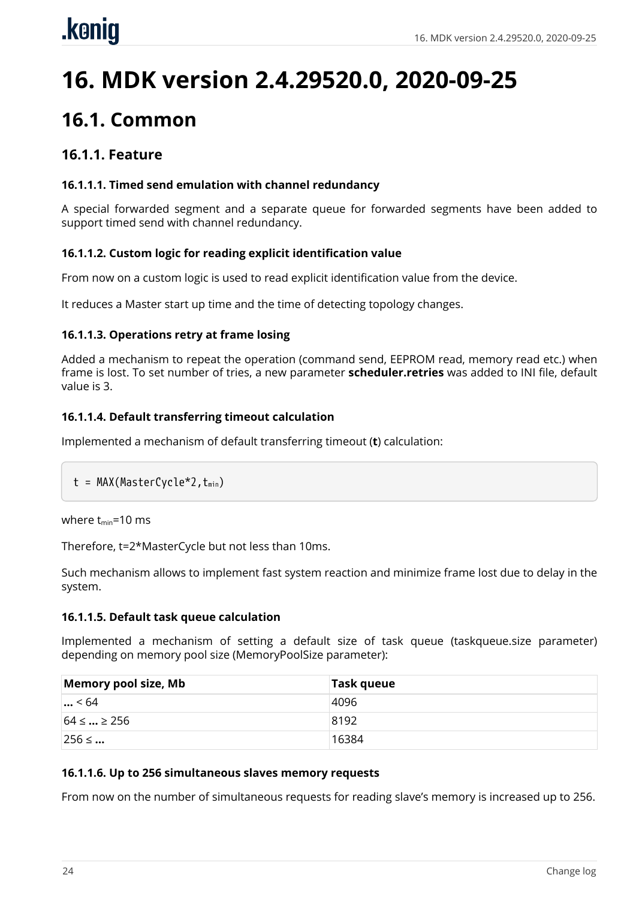# 16. MDK version 2.4.29520.0, 2020-09-25

## 16.1. Common

### 16.1.1. Feature

#### 16.1.1.1. Timed send emulation with channel redundancy

A special forwarded segment and a separate queue for forwarded segments have been added to support timed send with channel redundancy.

#### 16.1.1.2. Custom logic for reading explicit identification value

From now on a custom logic is used to read explicit identification value from the device.

It reduces a Master start up time and the time of detecting topology changes.

#### 16.1.1.3. Operations retry at frame losing

Added a mechanism to repeat the operation (command send, EEPROM read, memory read etc.) when frame is lost. To set number of tries, a new parameter **scheduler.retries** was added to INI file, default value is 3.

#### 16.1.1.4. Default transferring timeout calculation

Implemented a mechanism of default transferring timeout (**t**) calculation:

```
t = MAX(MasterCycle*2,tmin)
```

where $t_{min}$=10 ms

Therefore, t=2*MasterCycle but not less than 10ms.

Such mechanism allows to implement fast system reaction and minimize frame lost due to delay in the system.

#### 16.1.1.5. Default task queue calculation

Implemented a mechanism of setting a default size of task queue (taskqueue.size parameter) depending on memory pool size (MemoryPoolSize parameter):

| Memory pool size, Mb | Task queue |
| --- | --- |
| **...** < 64 | 4096 |
| 64 ≤ **...** ≥ 256 | 8192 |
| 256 ≤ **...** | 16384 |

#### 16.1.1.6. Up to 256 simultaneous slaves memory requests

From now on the number of simultaneous requests for reading slave's memory is increased up to 256.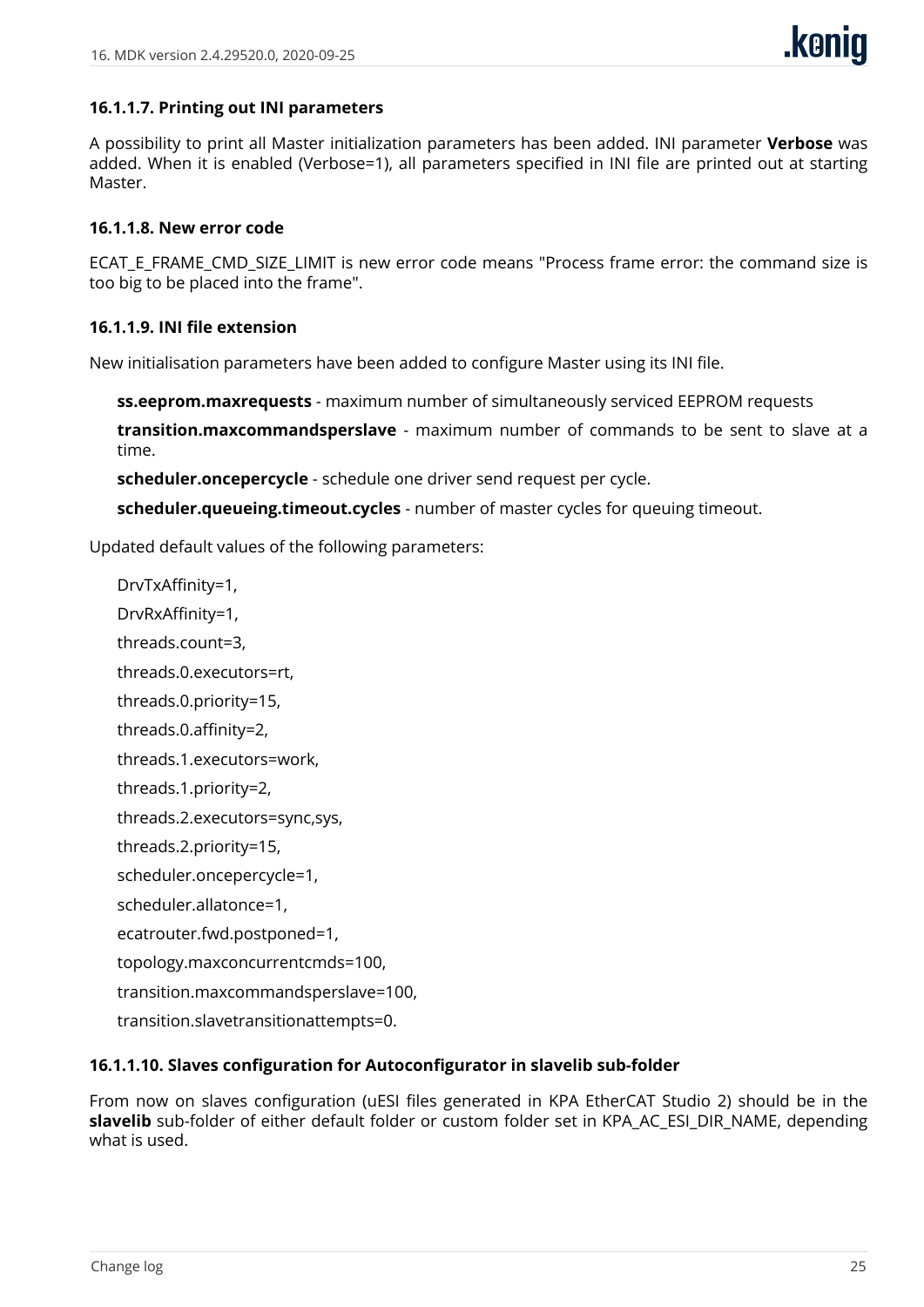#### 16.1.1.7. Printing out INI parameters

A possibility to print all Master initialization parameters has been added. INI parameter **Verbose** was added. When it is enabled (Verbose=1), all parameters specified in INI file are printed out at starting Master.

#### 16.1.1.8. New error code

ECAT_E_FRAME_CMD_SIZE_LIMIT is new error code means "Process frame error: the command size is too big to be placed into the frame".

#### 16.1.1.9. INI file extension

New initialisation parameters have been added to configure Master using its INI file.

**ss.eeprom.maxrequests** - maximum number of simultaneously serviced EEPROM requests

**transition.maxcommandsperslave** - maximum number of commands to be sent to slave at a time.

**scheduler.oncepercycle** - schedule one driver send request per cycle.

**scheduler.queueing.timeout.cycles** - number of master cycles for queuing timeout.

Updated default values of the following parameters:

DrvTxAffinity=1,

DrvRxAffinity=1,

threads.count=3,

threads.0.executors=rt,

threads.0.priority=15,

threads.0.affinity=2,

threads.1.executors=work,

threads.1.priority=2,

threads.2.executors=sync,sys,

threads.2.priority=15,

scheduler.oncepercycle=1,

scheduler.allatonce=1,

ecatrouter.fwd.postponed=1,

topology.maxconcurrentcmds=100,

transition.maxcommandsperslave=100,

transition.slavetransitionattempts=0.

#### 16.1.1.10. Slaves configuration for Autoconfigurator in slavelib sub-folder

From now on slaves configuration (uESI files generated in KPA EtherCAT Studio 2) should be in the **slavelib** sub-folder of either default folder or custom folder set in KPA_AC_ESI_DIR_NAME, depending what is used.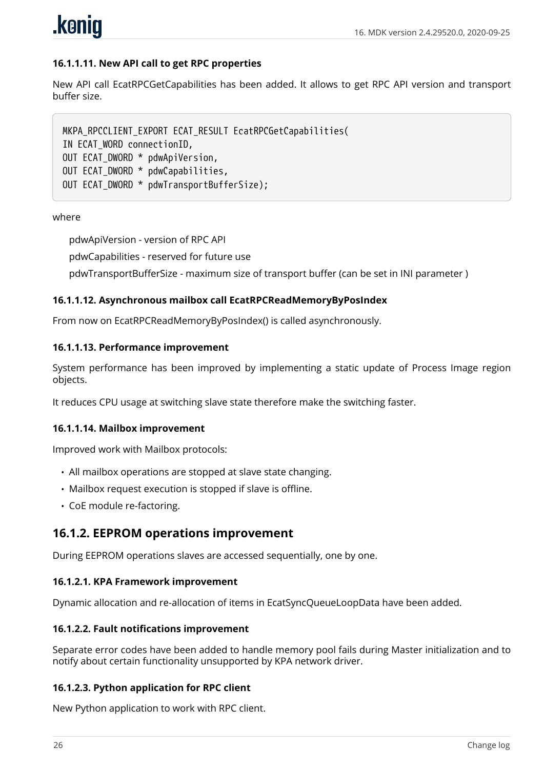#### 16.1.1.11. New API call to get RPC properties

New API call EcatRPCGetCapabilities has been added. It allows to get RPC API version and transport buffer size.

```
MKPA_RPCCLIENT_EXPORT ECAT_RESULT EcatRPCGetCapabilities(
IN ECAT_WORD connectionID,
OUT ECAT_DWORD * pdwApiVersion,
OUT ECAT_DWORD * pdwCapabilities,
OUT ECAT_DWORD * pdwTransportBufferSize);
```

where

pdwApiVersion - version of RPC API

pdwCapabilities - reserved for future use

pdwTransportBufferSize - maximum size of transport buffer (can be set in INI parameter )

#### 16.1.1.12. Asynchronous mailbox call EcatRPCReadMemoryByPosIndex

From now on EcatRPCReadMemoryByPosIndex() is called asynchronously.

#### 16.1.1.13. Performance improvement

System performance has been improved by implementing a static update of Process Image region objects.

It reduces CPU usage at switching slave state therefore make the switching faster.

#### 16.1.1.14. Mailbox improvement

Improved work with Mailbox protocols:

- All mailbox operations are stopped at slave state changing.
- Mailbox request execution is stopped if slave is offline.
- CoE module re-factoring.

## 16.1.2. EEPROM operations improvement

During EEPROM operations slaves are accessed sequentially, one by one.

#### 16.1.2.1. KPA Framework improvement

Dynamic allocation and re-allocation of items in EcatSyncQueueLoopData have been added.

#### 16.1.2.2. Fault notifications improvement

Separate error codes have been added to handle memory pool fails during Master initialization and to notify about certain functionality unsupported by KPA network driver.

#### 16.1.2.3. Python application for RPC client

New Python application to work with RPC client.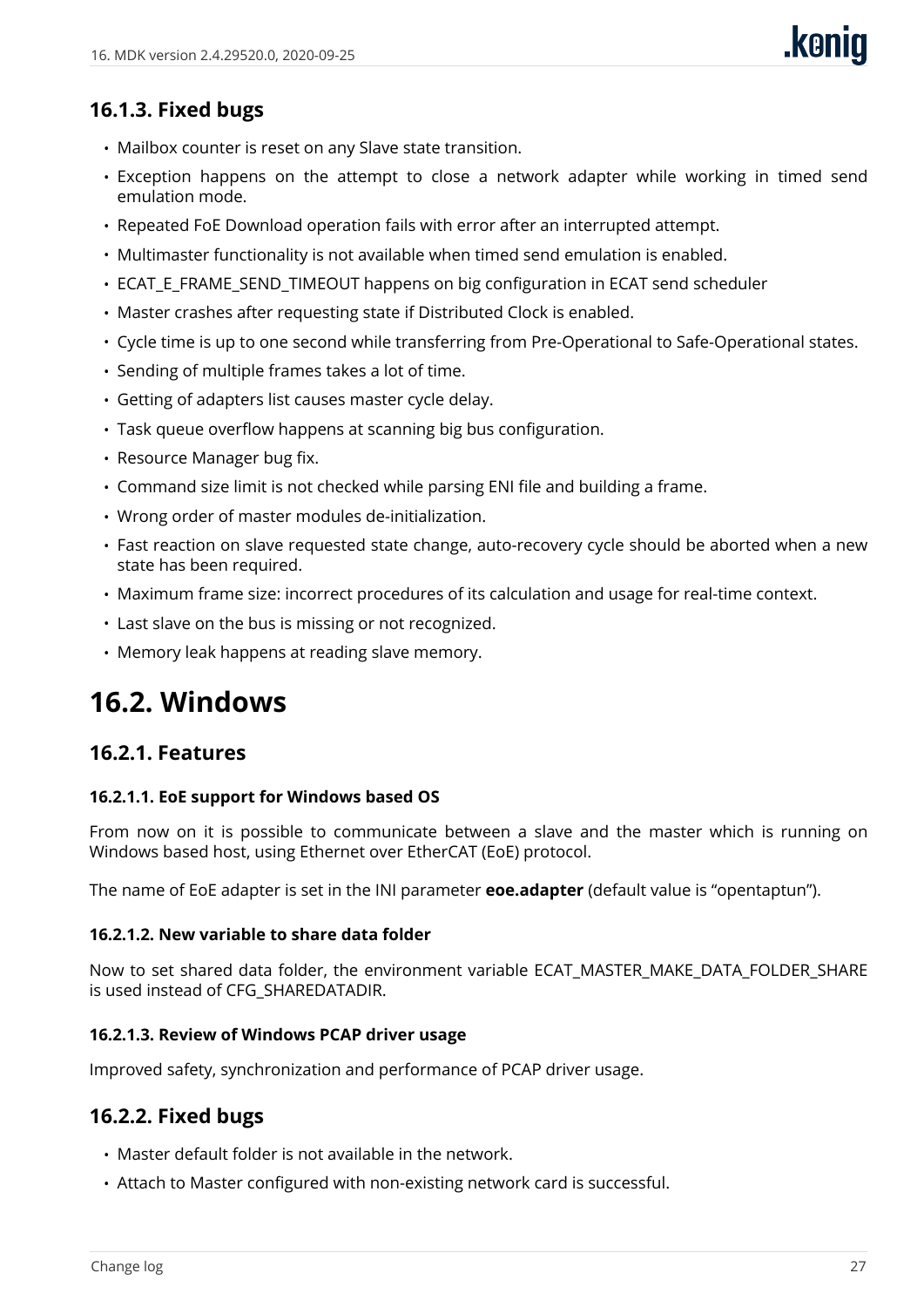### 16.1.3. Fixed bugs

- Mailbox counter is reset on any Slave state transition.
- Exception happens on the attempt to close a network adapter while working in timed send emulation mode.
- Repeated FoE Download operation fails with error after an interrupted attempt.
- Multimaster functionality is not available when timed send emulation is enabled.
- ECAT_E_FRAME_SEND_TIMEOUT happens on big configuration in ECAT send scheduler
- Master crashes after requesting state if Distributed Clock is enabled.
- Cycle time is up to one second while transferring from Pre-Operational to Safe-Operational states.
- Sending of multiple frames takes a lot of time.
- Getting of adapters list causes master cycle delay.
- Task queue overflow happens at scanning big bus configuration.
- Resource Manager bug fix.
- Command size limit is not checked while parsing ENI file and building a frame.
- Wrong order of master modules de-initialization.
- Fast reaction on slave requested state change, auto-recovery cycle should be aborted when a new state has been required.
- Maximum frame size: incorrect procedures of its calculation and usage for real-time context.
- Last slave on the bus is missing or not recognized.
- Memory leak happens at reading slave memory.

# 16.2. Windows

## 16.2.1. Features

#### 16.2.1.1. EoE support for Windows based OS

From now on it is possible to communicate between a slave and the master which is running on Windows based host, using Ethernet over EtherCAT (EoE) protocol.

The name of EoE adapter is set in the INI parameter **eoe.adapter** (default value is “opentaptun”).

#### 16.2.1.2. New variable to share data folder

Now to set shared data folder, the environment variable ECAT_MASTER_MAKE_DATA_FOLDER_SHARE is used instead of CFG_SHAREDATADIR.

#### 16.2.1.3. Review of Windows PCAP driver usage

Improved safety, synchronization and performance of PCAP driver usage.

## 16.2.2. Fixed bugs

- Master default folder is not available in the network.
- Attach to Master configured with non-existing network card is successful.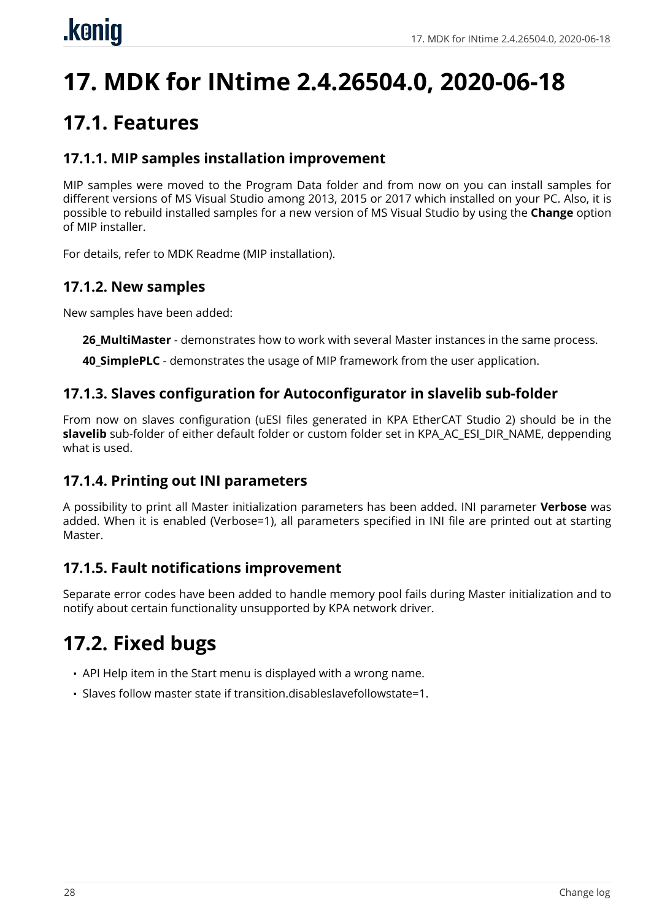# 17. MDK for INtime 2.4.26504.0, 2020-06-18

## 17.1. Features

### 17.1.1. MIP samples installation improvement

MIP samples were moved to the Program Data folder and from now on you can install samples for different versions of MS Visual Studio among 2013, 2015 or 2017 which installed on your PC. Also, it is possible to rebuild installed samples for a new version of MS Visual Studio by using the **Change** option of MIP installer.

For details, refer to MDK Readme (MIP installation).

### 17.1.2. New samples

New samples have been added:

**26_MultiMaster** - demonstrates how to work with several Master instances in the same process.

**40_SimplePLC** - demonstrates the usage of MIP framework from the user application.

### 17.1.3. Slaves configuration for Autoconfigurator in slavelib sub-folder

From now on slaves configuration (uESI files generated in KPA EtherCAT Studio 2) should be in the **slavelib** sub-folder of either default folder or custom folder set in KPA_AC_ESI_DIR_NAME, deppending what is used.

### 17.1.4. Printing out INI parameters

A possibility to print all Master initialization parameters has been added. INI parameter **Verbose** was added. When it is enabled (Verbose=1), all parameters specified in INI file are printed out at starting Master.

### 17.1.5. Fault notifications improvement

Separate error codes have been added to handle memory pool fails during Master initialization and to notify about certain functionality unsupported by KPA network driver.

## 17.2. Fixed bugs

- API Help item in the Start menu is displayed with a wrong name.
- Slaves follow master state if transition.disableslavefollowstate=1.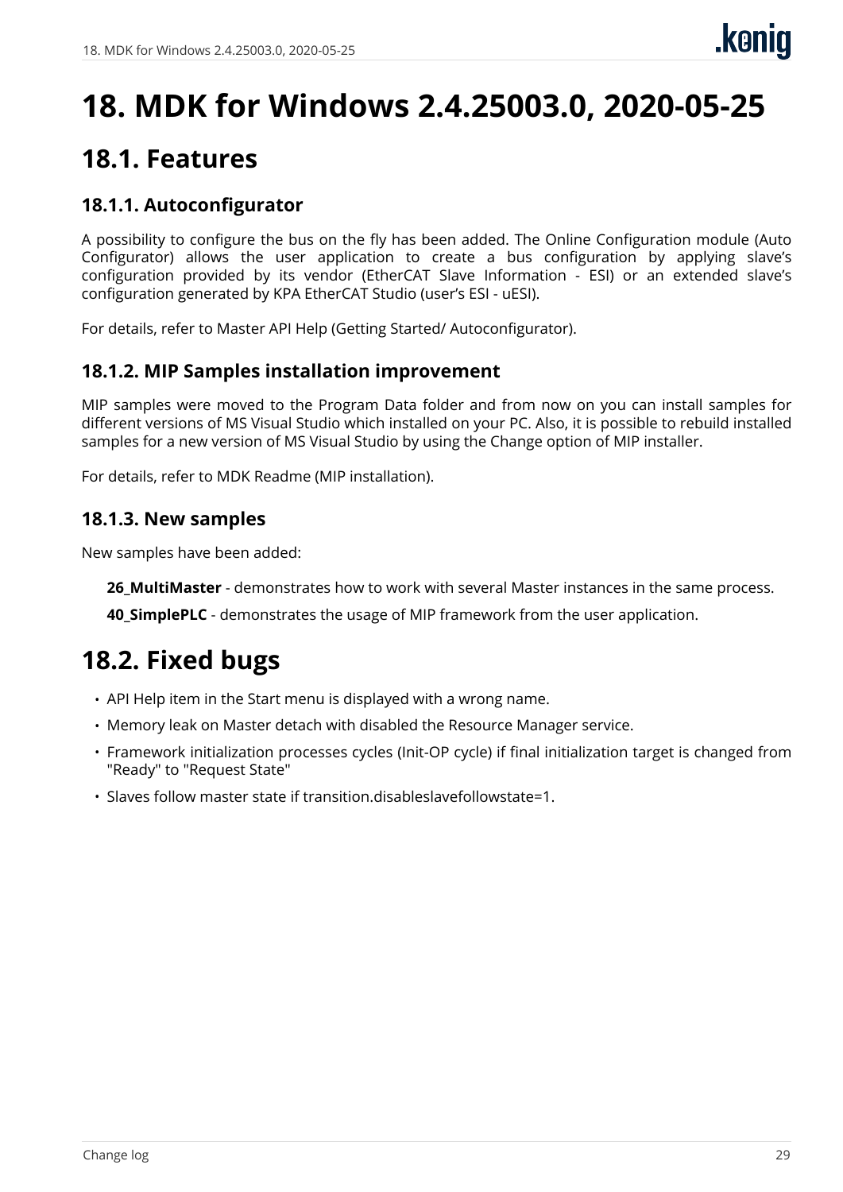# 18. MDK for Windows 2.4.25003.0, 2020-05-25

## 18.1. Features

### 18.1.1. Autoconfigurator

A possibility to configure the bus on the fly has been added. The Online Configuration module (Auto Configurator) allows the user application to create a bus configuration by applying slave's configuration provided by its vendor (EtherCAT Slave Information - ESI) or an extended slave's configuration generated by KPA EtherCAT Studio (user's ESI - uESI).

For details, refer to Master API Help (Getting Started/ Autoconfigurator).

### 18.1.2. MIP Samples installation improvement

MIP samples were moved to the Program Data folder and from now on you can install samples for different versions of MS Visual Studio which installed on your PC. Also, it is possible to rebuild installed samples for a new version of MS Visual Studio by using the Change option of MIP installer.

For details, refer to MDK Readme (MIP installation).

### 18.1.3. New samples

New samples have been added:

**26_MultiMaster** - demonstrates how to work with several Master instances in the same process.

**40_SimplePLC** - demonstrates the usage of MIP framework from the user application.

## 18.2. Fixed bugs

- API Help item in the Start menu is displayed with a wrong name.
- Memory leak on Master detach with disabled the Resource Manager service.
- Framework initialization processes cycles (Init-OP cycle) if final initialization target is changed from "Ready" to "Request State"
- Slaves follow master state if transition.disableslavefollowstate=1.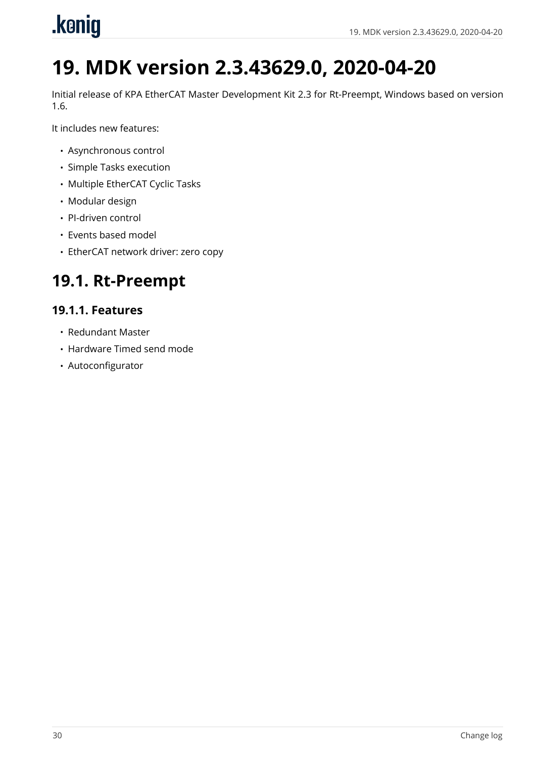# 19. MDK version 2.3.43629.0, 2020-04-20

Initial release of KPA EtherCAT Master Development Kit 2.3 for Rt-Preempt, Windows based on version 1.6.

It includes new features:

- Asynchronous control
- Simple Tasks execution
- Multiple EtherCAT Cyclic Tasks
- Modular design
- PI-driven control
- Events based model
- EtherCAT network driver: zero copy

## 19.1. Rt-Preempt

### 19.1.1. Features

- Redundant Master
- Hardware Timed send mode
- Autoconfigurator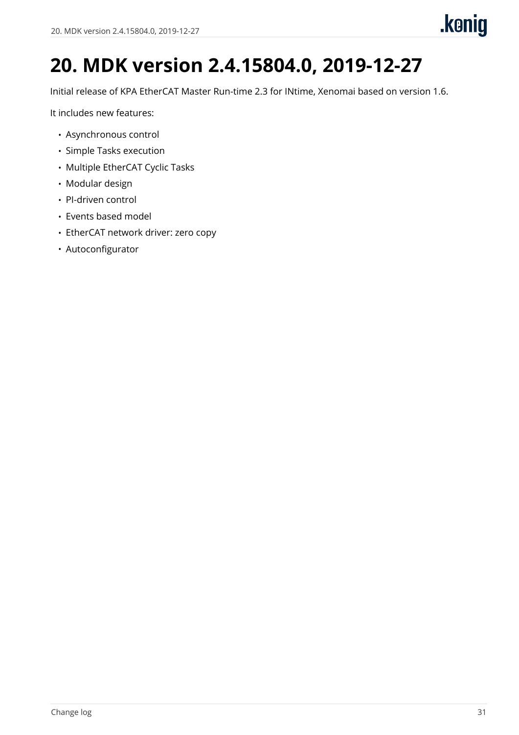# 20. MDK version 2.4.15804.0, 2019-12-27

Initial release of KPA EtherCAT Master Run-time 2.3 for INtime, Xenomai based on version 1.6.

It includes new features:

- Asynchronous control
- Simple Tasks execution
- Multiple EtherCAT Cyclic Tasks
- Modular design
- PI-driven control
- Events based model
- EtherCAT network driver: zero copy
- Autoconfigurator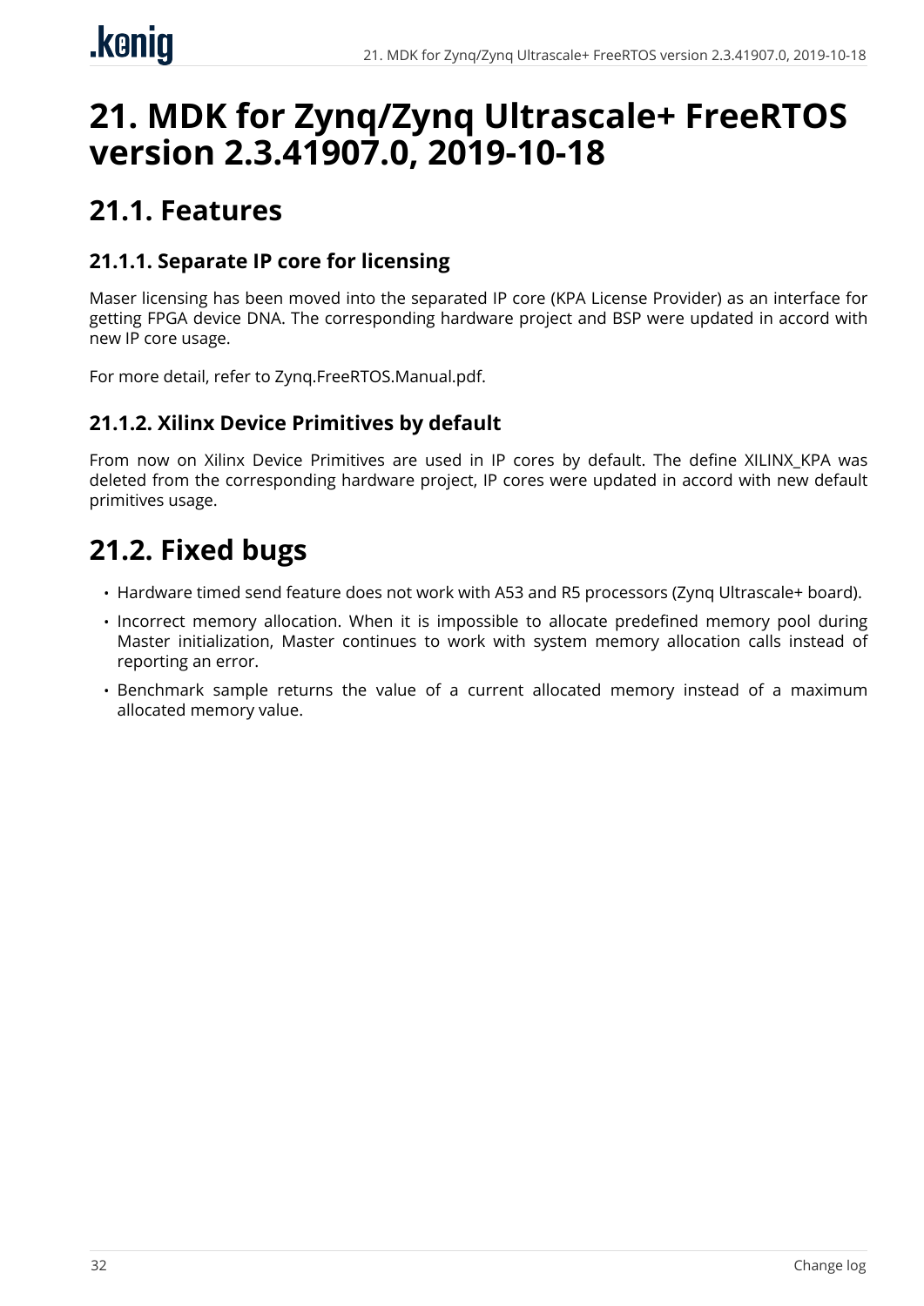# 21. MDK for Zynq/Zynq Ultrascale+ FreeRTOS version 2.3.41907.0, 2019-10-18

## 21.1. Features

### 21.1.1. Separate IP core for licensing

Maser licensing has been moved into the separated IP core (KPA License Provider) as an interface for getting FPGA device DNA. The corresponding hardware project and BSP were updated in accord with new IP core usage.

For more detail, refer to Zynq.FreeRTOS.Manual.pdf.

### 21.1.2. Xilinx Device Primitives by default

From now on Xilinx Device Primitives are used in IP cores by default. The define XILINX_KPA was deleted from the corresponding hardware project, IP cores were updated in accord with new default primitives usage.

## 21.2. Fixed bugs

- Hardware timed send feature does not work with A53 and R5 processors (Zynq Ultrascale+ board).
- Incorrect memory allocation. When it is impossible to allocate predefined memory pool during Master initialization, Master continues to work with system memory allocation calls instead of reporting an error.
- Benchmark sample returns the value of a current allocated memory instead of a maximum allocated memory value.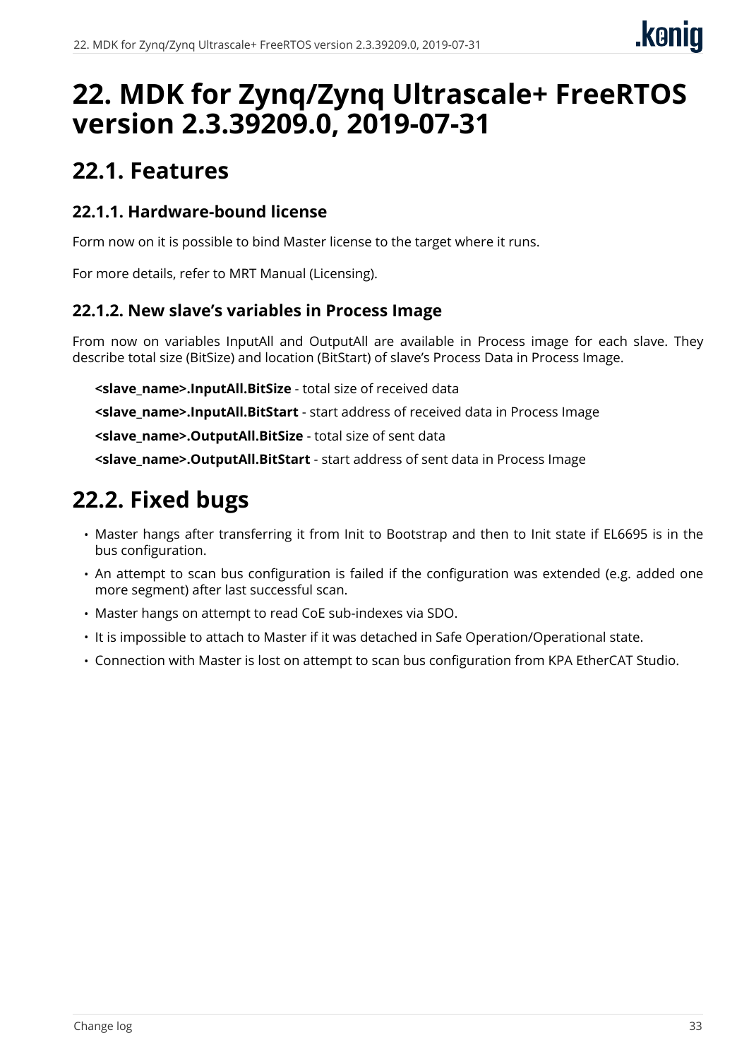# 22. MDK for Zynq/Zynq Ultrascale+ FreeRTOS version 2.3.39209.0, 2019-07-31

## 22.1. Features

### 22.1.1. Hardware-bound license

Form now on it is possible to bind Master license to the target where it runs.

For more details, refer to MRT Manual (Licensing).

### 22.1.2. New slave's variables in Process Image

From now on variables InputAll and OutputAll are available in Process image for each slave. They describe total size (BitSize) and location (BitStart) of slave's Process Data in Process Image.

**<slave_name>.InputAll.BitSize** - total size of received data

**<slave_name>.InputAll.BitStart** - start address of received data in Process Image

**<slave_name>.OutputAll.BitSize** - total size of sent data

**<slave_name>.OutputAll.BitStart** - start address of sent data in Process Image

## 22.2. Fixed bugs

- Master hangs after transferring it from Init to Bootstrap and then to Init state if EL6695 is in the bus configuration.
- An attempt to scan bus configuration is failed if the configuration was extended (e.g. added one more segment) after last successful scan.
- Master hangs on attempt to read CoE sub-indexes via SDO.
- It is impossible to attach to Master if it was detached in Safe Operation/Operational state.
- Connection with Master is lost on attempt to scan bus configuration from KPA EtherCAT Studio.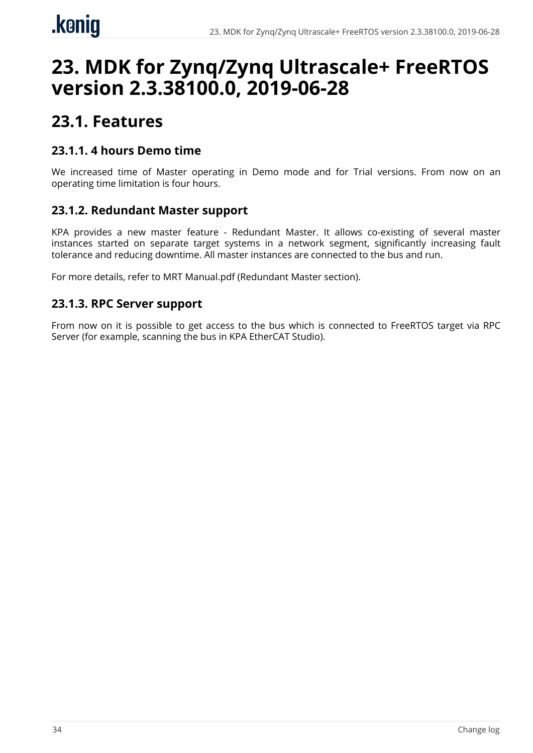# 23. MDK for Zynq/Zynq Ultrascale+ FreeRTOS version 2.3.38100.0, 2019-06-28

## 23.1. Features

### 23.1.1. 4 hours Demo time

We increased time of Master operating in Demo mode and for Trial versions. From now on an operating time limitation is four hours.

### 23.1.2. Redundant Master support

KPA provides a new master feature - Redundant Master. It allows co-existing of several master instances started on separate target systems in a network segment, significantly increasing fault tolerance and reducing downtime. All master instances are connected to the bus and run.

For more details, refer to MRT Manual.pdf (Redundant Master section).

### 23.1.3. RPC Server support

From now on it is possible to get access to the bus which is connected to FreeRTOS target via RPC Server (for example, scanning the bus in KPA EtherCAT Studio).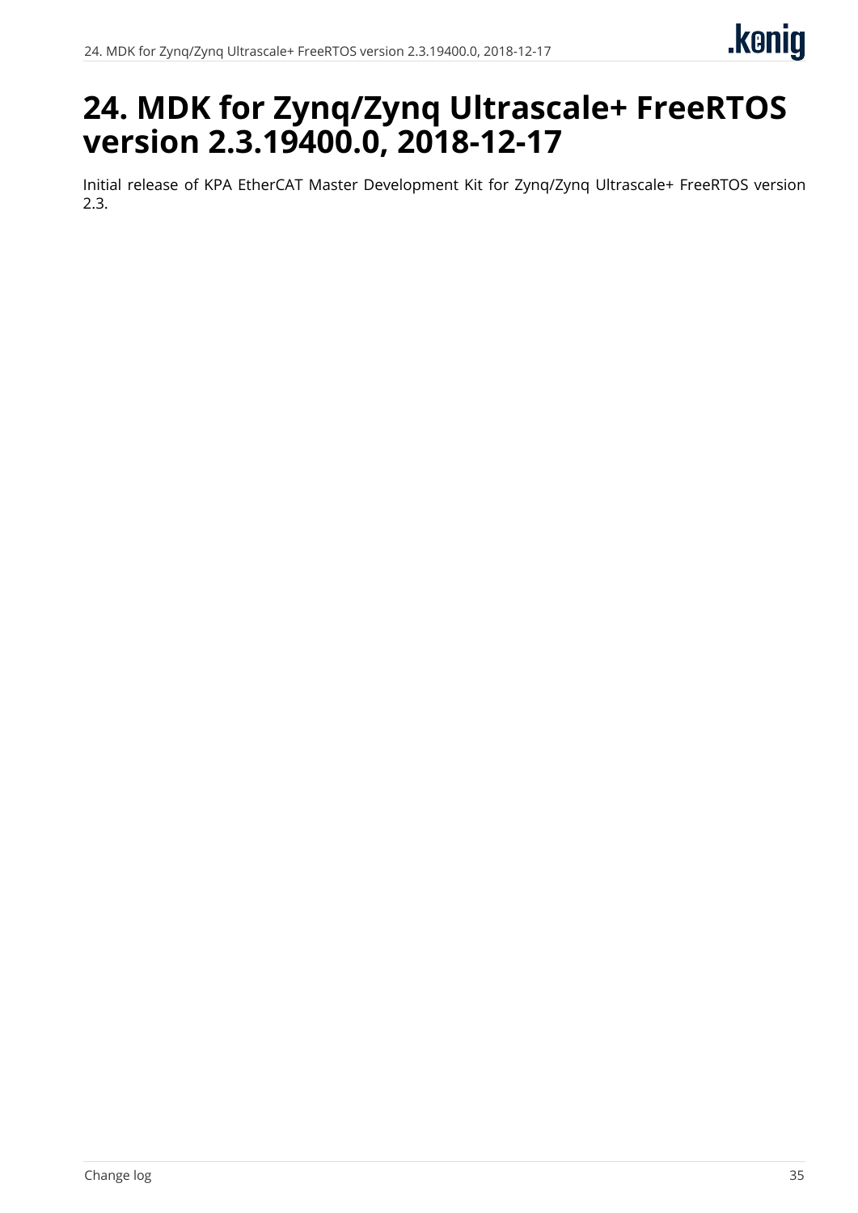# 24. MDK for Zynq/Zynq Ultrascale+ FreeRTOS version 2.3.19400.0, 2018-12-17

Initial release of KPA EtherCAT Master Development Kit for Zynq/Zynq Ultrascale+ FreeRTOS version 2.3.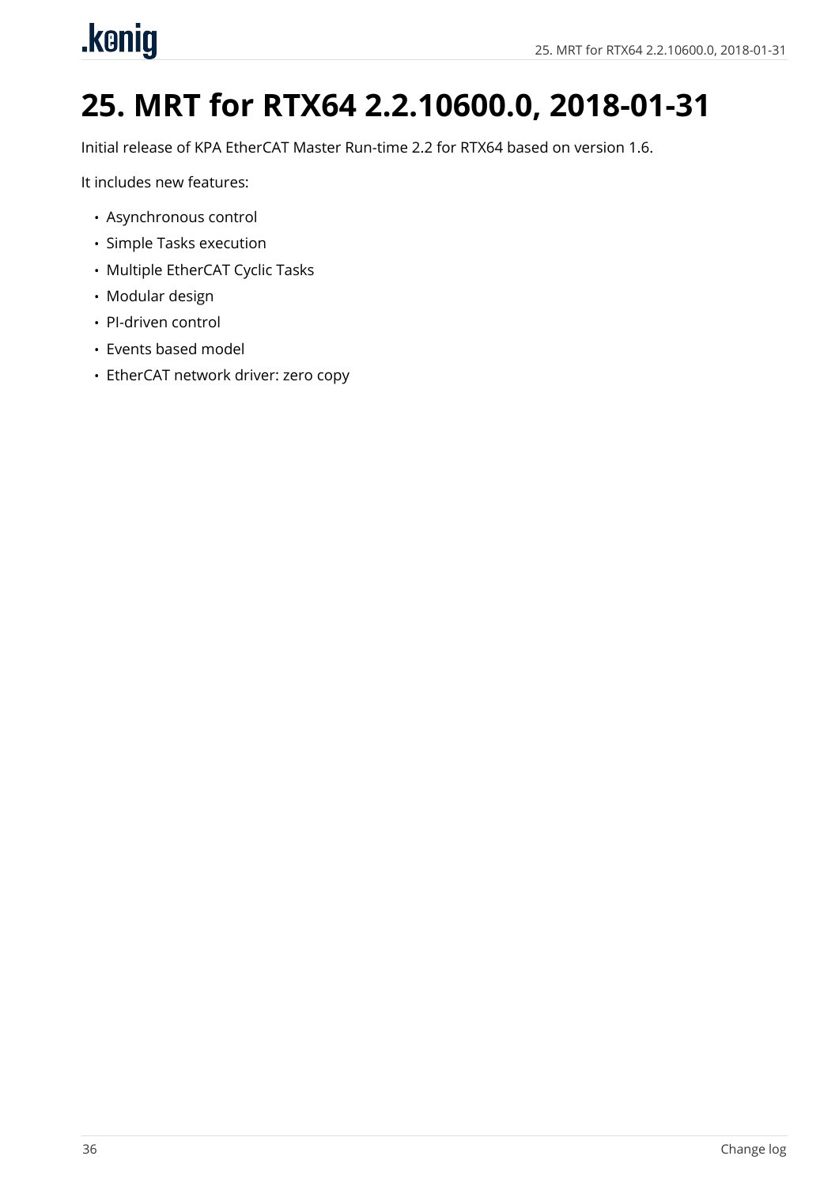# 25. MRT for RTX64 2.2.10600.0, 2018-01-31

Initial release of KPA EtherCAT Master Run-time 2.2 for RTX64 based on version 1.6.

It includes new features:

- Asynchronous control
- Simple Tasks execution
- Multiple EtherCAT Cyclic Tasks
- Modular design
- PI-driven control
- Events based model
- EtherCAT network driver: zero copy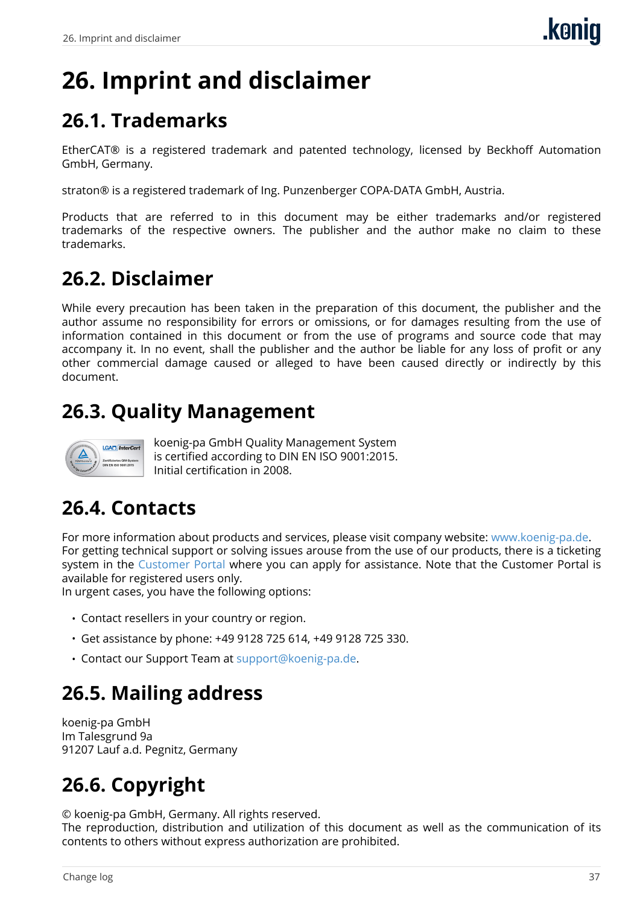# 26. Imprint and disclaimer

## 26.1. Trademarks

EtherCAT® is a registered trademark and patented technology, licensed by Beckhoff Automation GmbH, Germany.

straton® is a registered trademark of Ing. Punzenberger COPA-DATA GmbH, Austria.

Products that are referred to in this document may be either trademarks and/or registered trademarks of the respective owners. The publisher and the author make no claim to these trademarks.

## 26.2. Disclaimer

While every precaution has been taken in the preparation of this document, the publisher and the author assume no responsibility for errors or omissions, or for damages resulting from the use of information contained in this document or from the use of programs and source code that may accompany it. In no event, shall the publisher and the author be liable for any loss of profit or any other commercial damage caused or alleged to have been caused directly or indirectly by this document.

## 26.3. Quality Management

koenig-pa GmbH Quality Management System
is certified according to DIN EN ISO 9001:2015.
Initial certification in 2008.

## 26.4. Contacts

For more information about products and services, please visit company website: www.koenig-pa.de.
For getting technical support or solving issues arouse from the use of our products, there is a ticketing system in the Customer Portal where you can apply for assistance. Note that the Customer Portal is available for registered users only.
In urgent cases, you have the following options:

- Contact resellers in your country or region.
- Get assistance by phone: +49 9128 725 614, +49 9128 725 330.
- Contact our Support Team at support@koenig-pa.de.

## 26.5. Mailing address

koenig-pa GmbH
Im Talesgrund 9a
91207 Lauf a.d. Pegnitz, Germany

## 26.6. Copyright

© koenig-pa GmbH, Germany. All rights reserved.
The reproduction, distribution and utilization of this document as well as the communication of its contents to others without express authorization are prohibited.